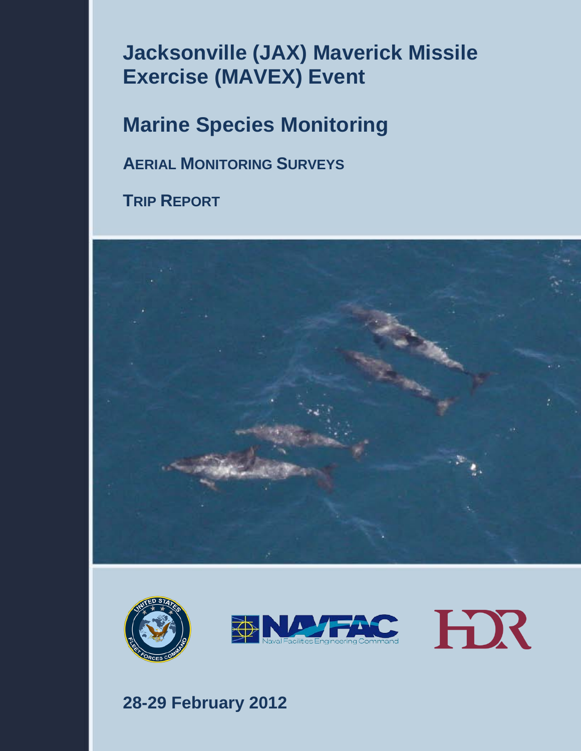# Jacksonville (JAX) Maverick Missile Exercise (MAVEX) Event

## Marine Species Monitoring

### AERIAL MONITORING SURVEYS

### TRIP REPORT

28-29 February 2012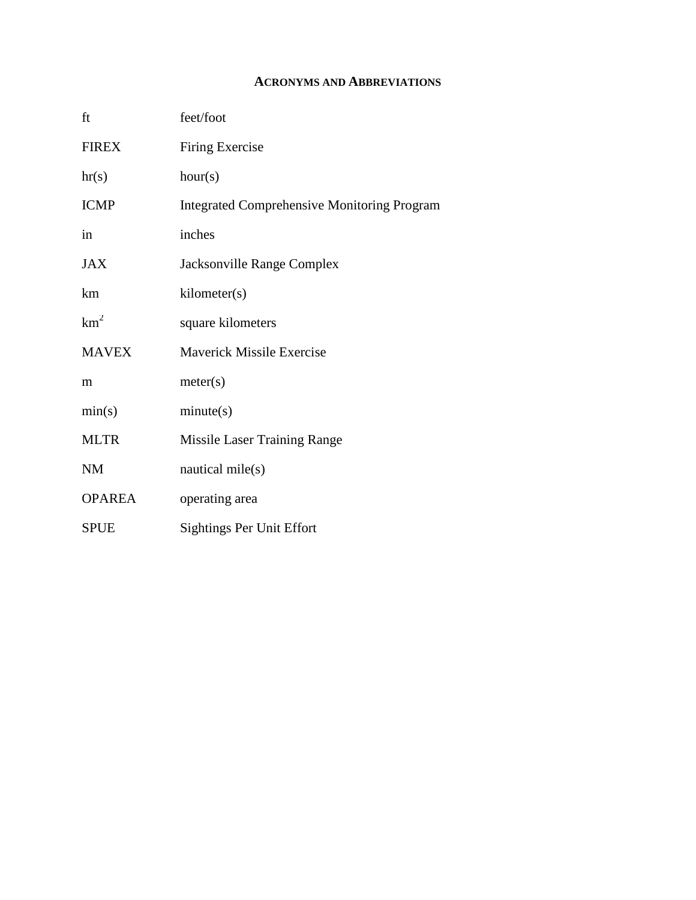# ACRONYMS AND ABBREVIATIONS

| | |
|---|---|
| ft | feet/foot |
| FIREX | Firing Exercise |
| hr(s) | hour(s) |
| ICMP | Integrated Comprehensive Monitoring Program |
| in | inches |
| JAX | Jacksonville Range Complex |
| km | kilometer(s) |
| $km^2$ | square kilometers |
| MAVEX | Maverick Missile Exercise |
| m | meter(s) |
| min(s) | minute(s) |
| MLTR | Missile Laser Training Range |
| NM | nautical mile(s) |
| OPAREA | operating area |
| SPUE | Sightings Per Unit Effort |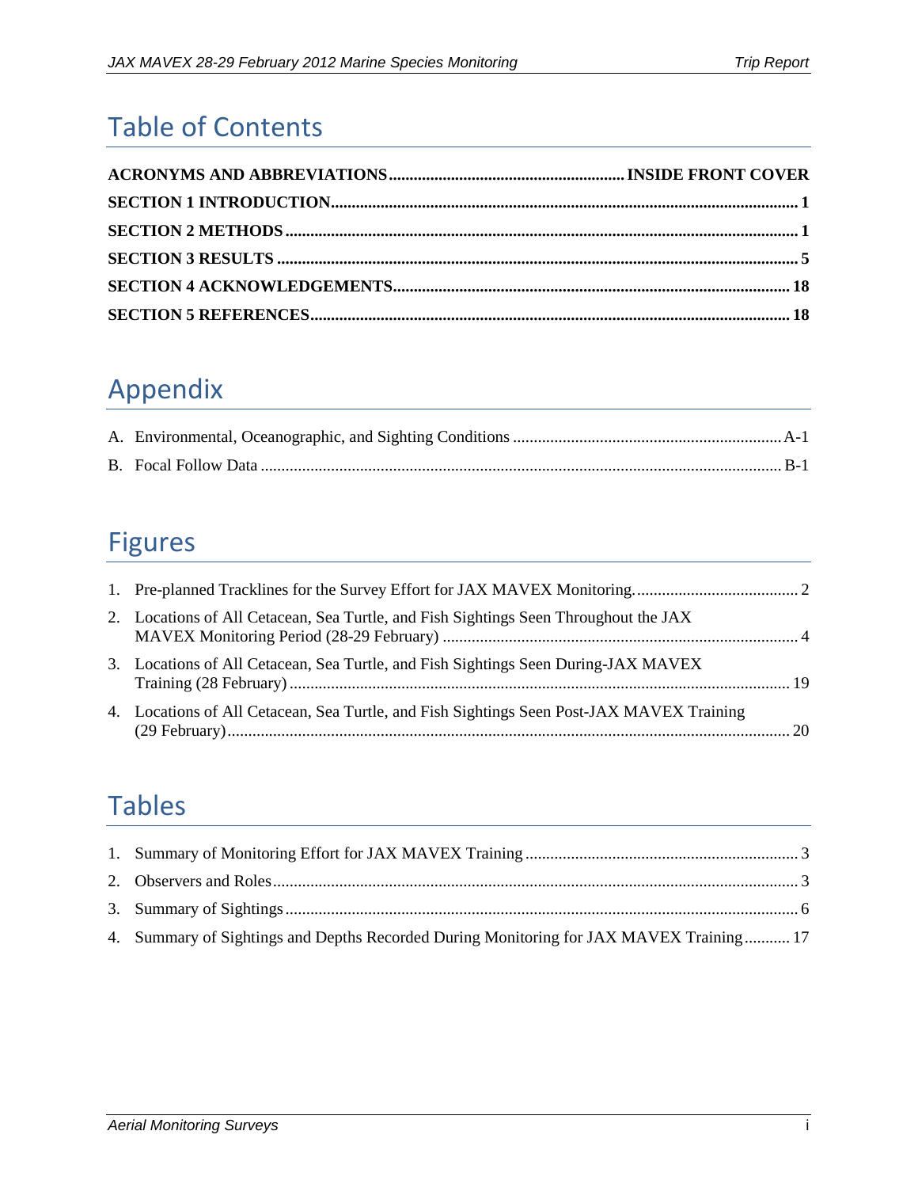# Table of Contents

**ACRONYMS AND ABBREVIATIONS.........................................................INSIDE FRONT COVER**

**SECTION 1 INTRODUCTION.................................................................................................1**

**SECTION 2 METHODS...........................................................................................................1**

**SECTION 3 RESULTS.............................................................................................................5**

**SECTION 4 ACKNOWLEDGEMENTS..................................................................................18**

**SECTION 5 REFERENCES....................................................................................................18**

# Appendix

A. Environmental, Oceanographic, and Sighting Conditions ..................................................A-1

B. Focal Follow Data ...................................................................................................................B-1

# Figures

1. Pre-planned Tracklines for the Survey Effort for JAX MAVEX Monitoring........................................2
2. Locations of All Cetacean, Sea Turtle, and Fish Sightings Seen Throughout the JAX MAVEX Monitoring Period (28-29 February) ......................................................................................4
3. Locations of All Cetacean, Sea Turtle, and Fish Sightings Seen During-JAX MAVEX Training (28 February) .........................................................................................................19
4. Locations of All Cetacean, Sea Turtle, and Fish Sightings Seen Post-JAX MAVEX Training (29 February).......................................................................................................................20

# Tables

1. Summary of Monitoring Effort for JAX MAVEX Training ..................................................................3
2. Observers and Roles..............................................................................................................................3
3. Summary of Sightings ............................................................................................................................6
4. Summary of Sightings and Depths Recorded During Monitoring for JAX MAVEX Training ........... 17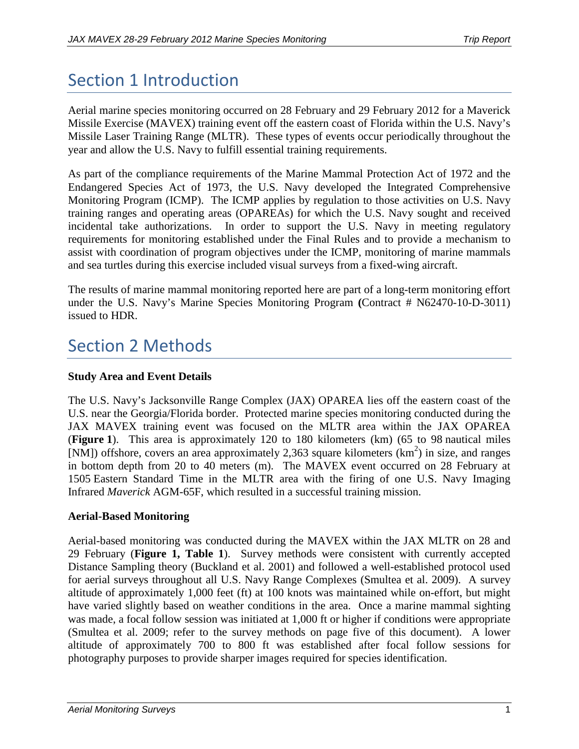# Section 1 Introduction

Aerial marine species monitoring occurred on 28 February and 29 February 2012 for a Maverick Missile Exercise (MAVEX) training event off the eastern coast of Florida within the U.S. Navy's Missile Laser Training Range (MLTR). These types of events occur periodically throughout the year and allow the U.S. Navy to fulfill essential training requirements.

As part of the compliance requirements of the Marine Mammal Protection Act of 1972 and the Endangered Species Act of 1973, the U.S. Navy developed the Integrated Comprehensive Monitoring Program (ICMP). The ICMP applies by regulation to those activities on U.S. Navy training ranges and operating areas (OPAREAs) for which the U.S. Navy sought and received incidental take authorizations. In order to support the U.S. Navy in meeting regulatory requirements for monitoring established under the Final Rules and to provide a mechanism to assist with coordination of program objectives under the ICMP, monitoring of marine mammals and sea turtles during this exercise included visual surveys from a fixed-wing aircraft.

The results of marine mammal monitoring reported here are part of a long-term monitoring effort under the U.S. Navy's Marine Species Monitoring Program **(**Contract # N62470-10-D-3011) issued to HDR.

# Section 2 Methods

**Study Area and Event Details**

The U.S. Navy's Jacksonville Range Complex (JAX) OPAREA lies off the eastern coast of the U.S. near the Georgia/Florida border. Protected marine species monitoring conducted during the JAX MAVEX training event was focused on the MLTR area within the JAX OPAREA (**Figure 1**). This area is approximately 120 to 180 kilometers (km) (65 to 98 nautical miles [NM]) offshore, covers an area approximately 2,363 square kilometers ($km^2$) in size, and ranges in bottom depth from 20 to 40 meters (m). The MAVEX event occurred on 28 February at 1505 Eastern Standard Time in the MLTR area with the firing of one U.S. Navy Imaging Infrared *Maverick* AGM-65F, which resulted in a successful training mission.

**Aerial-Based Monitoring**

Aerial-based monitoring was conducted during the MAVEX within the JAX MLTR on 28 and 29 February (**Figure 1, Table 1**). Survey methods were consistent with currently accepted Distance Sampling theory (Buckland et al. 2001) and followed a well-established protocol used for aerial surveys throughout all U.S. Navy Range Complexes (Smultea et al. 2009). A survey altitude of approximately 1,000 feet (ft) at 100 knots was maintained while on-effort, but might have varied slightly based on weather conditions in the area. Once a marine mammal sighting was made, a focal follow session was initiated at 1,000 ft or higher if conditions were appropriate (Smultea et al. 2009; refer to the survey methods on page five of this document). A lower altitude of approximately 700 to 800 ft was established after focal follow sessions for photography purposes to provide sharper images required for species identification.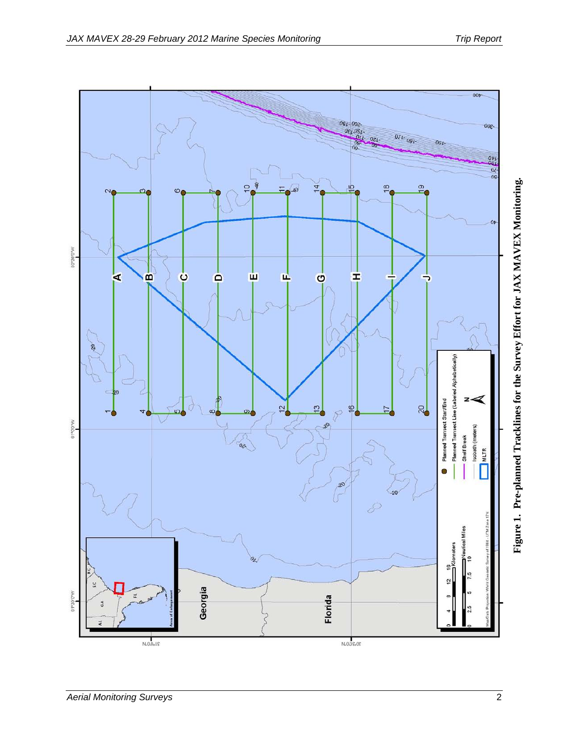**Figure 1. Pre-planned Tracklines for the Survey Effort for JAX MAVEX Monitoring.**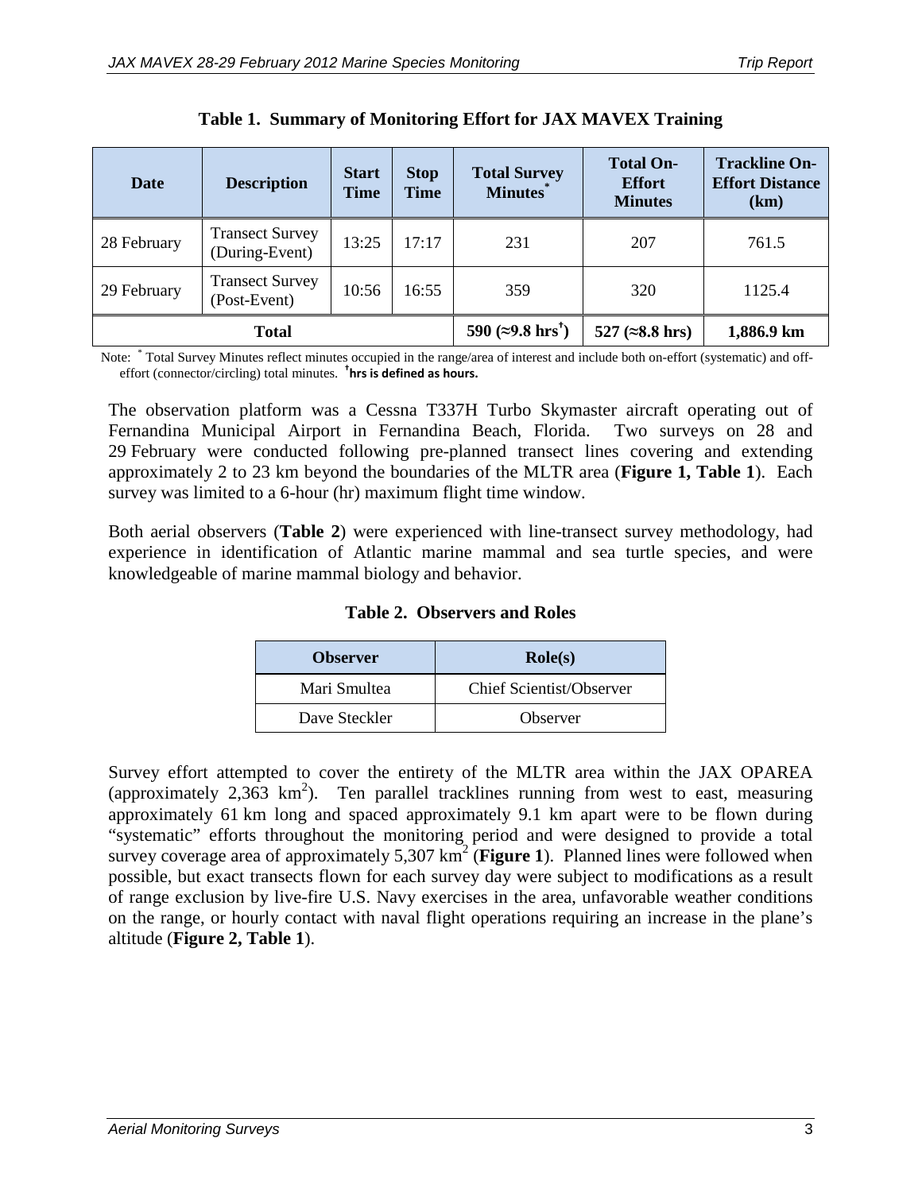**Table 1. Summary of Monitoring Effort for JAX MAVEX Training**

| Date | Description | Start Time | Stop Time | Total Survey Minutes* | Total On-Effort Minutes | Trackline On-Effort Distance (km) |
|---|---|---|---|---|---|---|
| 28 February | Transect Survey (During-Event) | 13:25 | 17:17 | 231 | 207 | 761.5 |
| 29 February | Transect Survey (Post-Event) | 10:56 | 16:55 | 359 | 320 | 1125.4 |
| **Total** | | | | **590 (≈9.8 hrs†)** | **527 (≈8.8 hrs)** | **1,886.9 km** |

Note: * Total Survey Minutes reflect minutes occupied in the range/area of interest and include both on-effort (systematic) and off-effort (connector/circling) total minutes. **† hrs is defined as hours.**

The observation platform was a Cessna T337H Turbo Skymaster aircraft operating out of Fernandina Municipal Airport in Fernandina Beach, Florida. Two surveys on 28 and 29 February were conducted following pre-planned transect lines covering and extending approximately 2 to 23 km beyond the boundaries of the MLTR area (**Figure 1, Table 1**). Each survey was limited to a 6-hour (hr) maximum flight time window.

Both aerial observers (**Table 2**) were experienced with line-transect survey methodology, had experience in identification of Atlantic marine mammal and sea turtle species, and were knowledgeable of marine mammal biology and behavior.

**Table 2. Observers and Roles**

| Observer | Role(s) |
|---|---|
| Mari Smultea | Chief Scientist/Observer |
| Dave Steckler | Observer |

Survey effort attempted to cover the entirety of the MLTR area within the JAX OPAREA (approximately 2,363 km$^2$). Ten parallel tracklines running from west to east, measuring approximately 61 km long and spaced approximately 9.1 km apart were to be flown during "systematic" efforts throughout the monitoring period and were designed to provide a total survey coverage area of approximately 5,307 km$^2$ (**Figure 1**). Planned lines were followed when possible, but exact transects flown for each survey day were subject to modifications as a result of range exclusion by live-fire U.S. Navy exercises in the area, unfavorable weather conditions on the range, or hourly contact with naval flight operations requiring an increase in the plane's altitude (**Figure 2, Table 1**).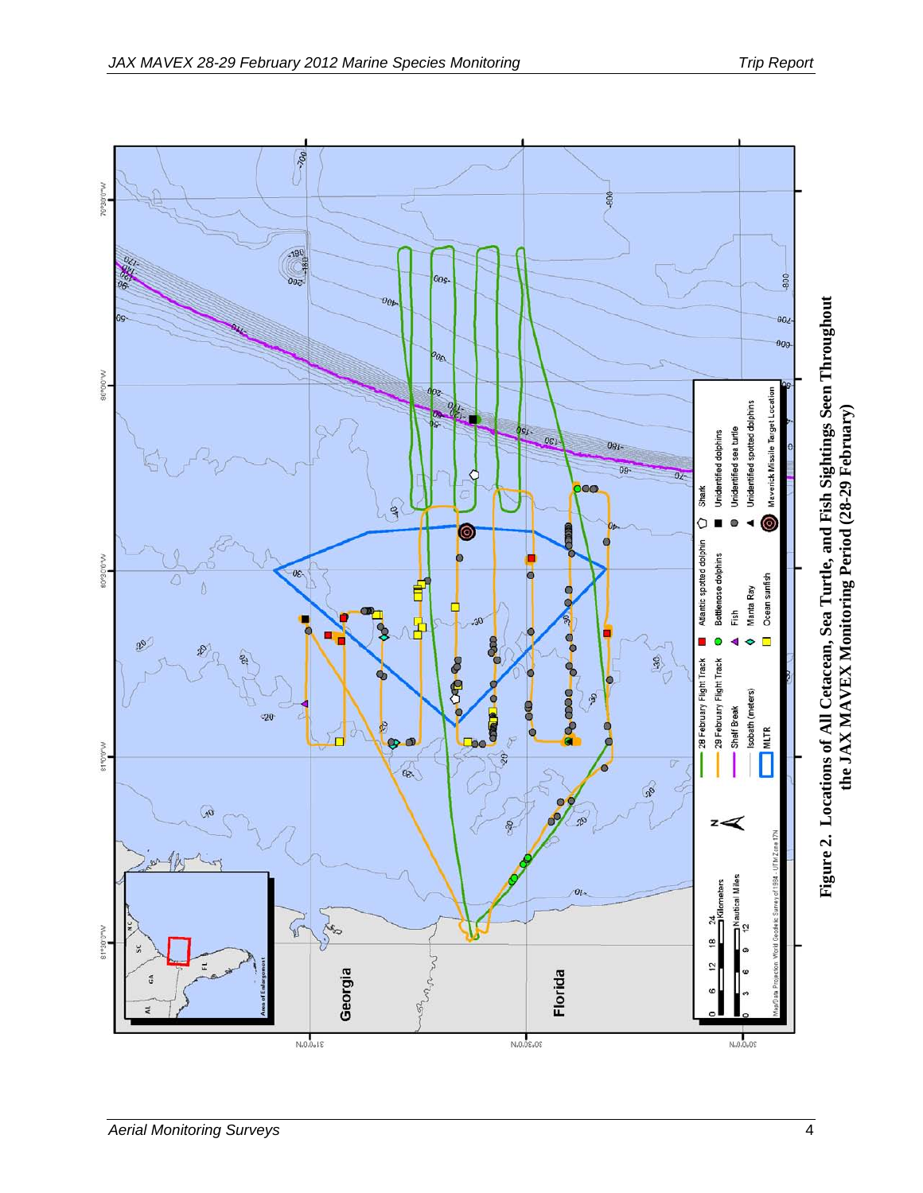**Figure 2. Locations of All Cetacean, Sea Turtle, and Fish Sightings Seen Throughout the JAX MAVEX Monitoring Period (28-29 February)**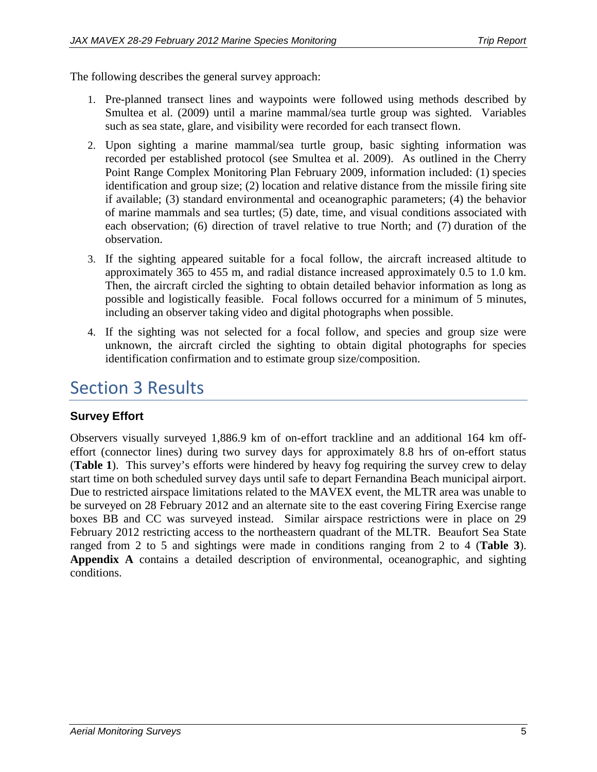The following describes the general survey approach:

1. Pre-planned transect lines and waypoints were followed using methods described by Smultea et al. (2009) until a marine mammal/sea turtle group was sighted. Variables such as sea state, glare, and visibility were recorded for each transect flown.
2. Upon sighting a marine mammal/sea turtle group, basic sighting information was recorded per established protocol (see Smultea et al. 2009). As outlined in the Cherry Point Range Complex Monitoring Plan February 2009, information included: (1) species identification and group size; (2) location and relative distance from the missile firing site if available; (3) standard environmental and oceanographic parameters; (4) the behavior of marine mammals and sea turtles; (5) date, time, and visual conditions associated with each observation; (6) direction of travel relative to true North; and (7) duration of the observation.
3. If the sighting appeared suitable for a focal follow, the aircraft increased altitude to approximately 365 to 455 m, and radial distance increased approximately 0.5 to 1.0 km. Then, the aircraft circled the sighting to obtain detailed behavior information as long as possible and logistically feasible. Focal follows occurred for a minimum of 5 minutes, including an observer taking video and digital photographs when possible.
4. If the sighting was not selected for a focal follow, and species and group size were unknown, the aircraft circled the sighting to obtain digital photographs for species identification confirmation and to estimate group size/composition.

# Section 3 Results

### Survey Effort

Observers visually surveyed 1,886.9 km of on-effort trackline and an additional 164 km off-effort (connector lines) during two survey days for approximately 8.8 hrs of on-effort status (**Table 1**). This survey's efforts were hindered by heavy fog requiring the survey crew to delay start time on both scheduled survey days until safe to depart Fernandina Beach municipal airport. Due to restricted airspace limitations related to the MAVEX event, the MLTR area was unable to be surveyed on 28 February 2012 and an alternate site to the east covering Firing Exercise range boxes BB and CC was surveyed instead. Similar airspace restrictions were in place on 29 February 2012 restricting access to the northeastern quadrant of the MLTR. Beaufort Sea State ranged from 2 to 5 and sightings were made in conditions ranging from 2 to 4 (**Table 3**). **Appendix A** contains a detailed description of environmental, oceanographic, and sighting conditions.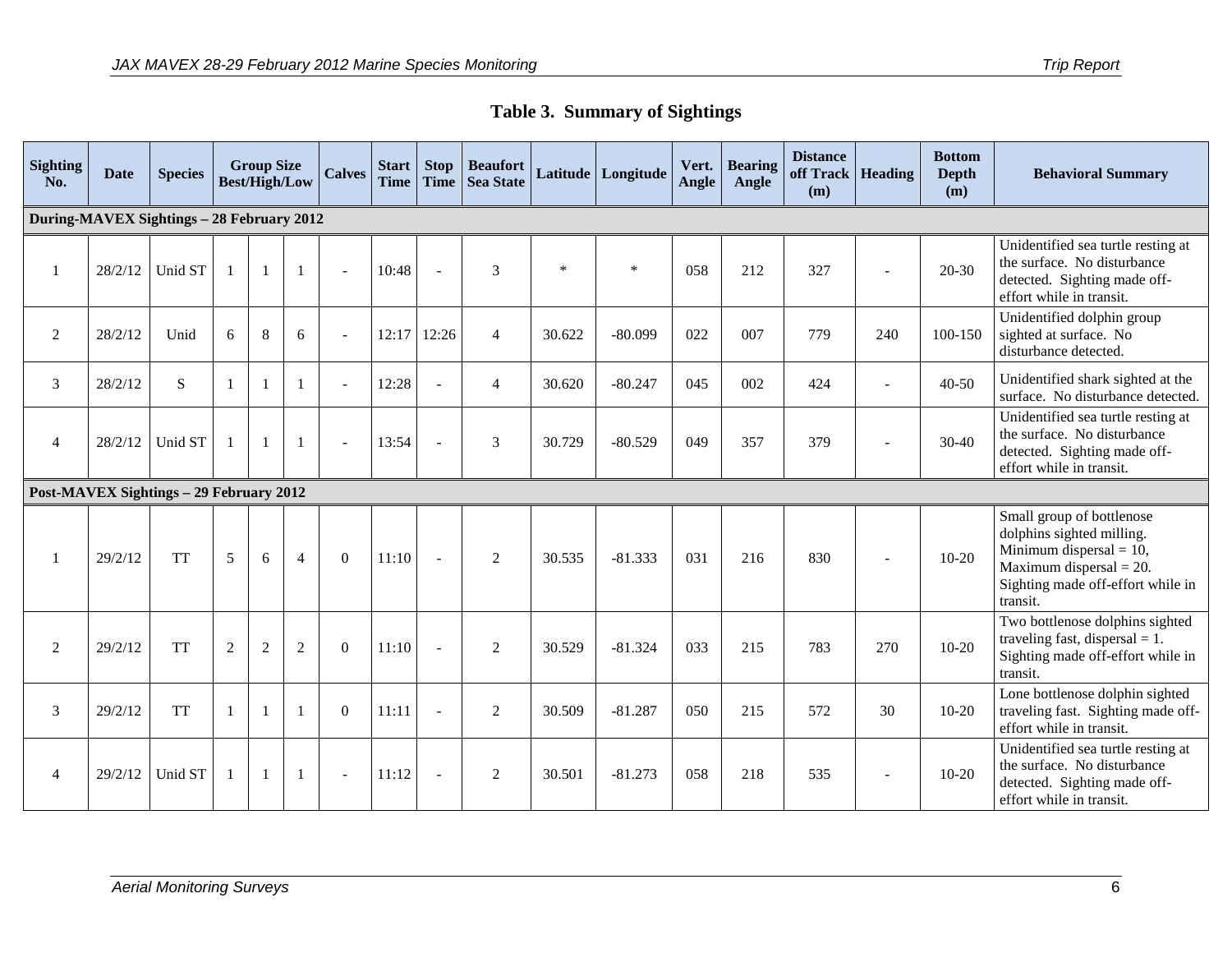### Table 3. Summary of Sightings

| Sighting No. | Date | Species | Group Size Best/High/Low | | | Calves | Start Time | Stop Time | Beaufort Sea State | Latitude | Longitude | Vert. Angle | Bearing Angle | Distance off Track (m) | Heading | Bottom Depth (m) | Behavioral Summary |
|---|---|---|---|---|---|---|---|---|---|---|---|---|---|---|---|---|---|
| **During-MAVEX Sightings – 28 February 2012** | | | | | | | | | | | | | | | | | |
| 1 | 28/2/12 | Unid ST | 1 | 1 | 1 | - | 10:48 | - | 3 | * | * | 058 | 212 | 327 | - | 20-30 | Unidentified sea turtle resting at the surface. No disturbance detected. Sighting made off-effort while in transit. |
| 2 | 28/2/12 | Unid | 6 | 8 | 6 | - | 12:17 | 12:26 | 4 | 30.622 | -80.099 | 022 | 007 | 779 | 240 | 100-150 | Unidentified dolphin group sighted at surface. No disturbance detected. |
| 3 | 28/2/12 | S | 1 | 1 | 1 | - | 12:28 | - | 4 | 30.620 | -80.247 | 045 | 002 | 424 | - | 40-50 | Unidentified shark sighted at the surface. No disturbance detected. |
| 4 | 28/2/12 | Unid ST | 1 | 1 | 1 | - | 13:54 | - | 3 | 30.729 | -80.529 | 049 | 357 | 379 | - | 30-40 | Unidentified sea turtle resting at the surface. No disturbance detected. Sighting made off-effort while in transit. |
| **Post-MAVEX Sightings – 29 February 2012** | | | | | | | | | | | | | | | | | |
| 1 | 29/2/12 | TT | 5 | 6 | 4 | 0 | 11:10 | - | 2 | 30.535 | -81.333 | 031 | 216 | 830 | - | 10-20 | Small group of bottlenose dolphins sighted milling. Minimum dispersal = 10, Maximum dispersal = 20. Sighting made off-effort while in transit. |
| 2 | 29/2/12 | TT | 2 | 2 | 2 | 0 | 11:10 | - | 2 | 30.529 | -81.324 | 033 | 215 | 783 | 270 | 10-20 | Two bottlenose dolphins sighted traveling fast, dispersal = 1. Sighting made off-effort while in transit. |
| 3 | 29/2/12 | TT | 1 | 1 | 1 | 0 | 11:11 | - | 2 | 30.509 | -81.287 | 050 | 215 | 572 | 30 | 10-20 | Lone bottlenose dolphin sighted traveling fast. Sighting made off-effort while in transit. |
| 4 | 29/2/12 | Unid ST | 1 | 1 | 1 | - | 11:12 | - | 2 | 30.501 | -81.273 | 058 | 218 | 535 | - | 10-20 | Unidentified sea turtle resting at the surface. No disturbance detected. Sighting made off-effort while in transit. |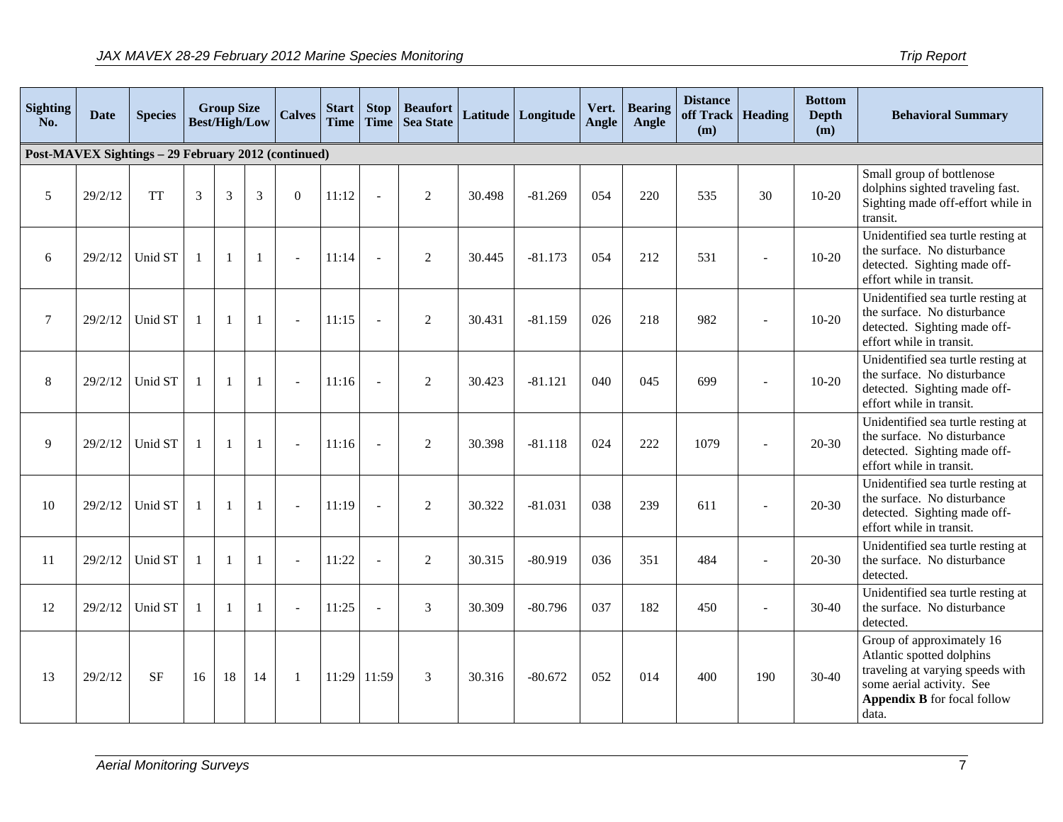| Sighting No. | Date | Species | Group Size Best/High/Low | | | Calves | Start Time | Stop Time | Beaufort Sea State | Latitude | Longitude | Vert. Angle | Bearing Angle | Distance off Track (m) | Heading | Bottom Depth (m) | Behavioral Summary |
|---|---|---|---|---|---|---|---|---|---|---|---|---|---|---|---|---|---|
| **Post-MAVEX Sightings – 29 February 2012 (continued)** | | | | | | | | | | | | | | | | | |
| 5 | 29/2/12 | TT | 3 | 3 | 3 | 0 | 11:12 | - | 2 | 30.498 | -81.269 | 054 | 220 | 535 | 30 | 10-20 | Small group of bottlenose dolphins sighted traveling fast. Sighting made off-effort while in transit. |
| 6 | 29/2/12 | Unid ST | 1 | 1 | 1 | - | 11:14 | - | 2 | 30.445 | -81.173 | 054 | 212 | 531 | - | 10-20 | Unidentified sea turtle resting at the surface. No disturbance detected. Sighting made off-effort while in transit. |
| 7 | 29/2/12 | Unid ST | 1 | 1 | 1 | - | 11:15 | - | 2 | 30.431 | -81.159 | 026 | 218 | 982 | - | 10-20 | Unidentified sea turtle resting at the surface. No disturbance detected. Sighting made off-effort while in transit. |
| 8 | 29/2/12 | Unid ST | 1 | 1 | 1 | - | 11:16 | - | 2 | 30.423 | -81.121 | 040 | 045 | 699 | - | 10-20 | Unidentified sea turtle resting at the surface. No disturbance detected. Sighting made off-effort while in transit. |
| 9 | 29/2/12 | Unid ST | 1 | 1 | 1 | - | 11:16 | - | 2 | 30.398 | -81.118 | 024 | 222 | 1079 | - | 20-30 | Unidentified sea turtle resting at the surface. No disturbance detected. Sighting made off-effort while in transit. |
| 10 | 29/2/12 | Unid ST | 1 | 1 | 1 | - | 11:19 | - | 2 | 30.322 | -81.031 | 038 | 239 | 611 | - | 20-30 | Unidentified sea turtle resting at the surface. No disturbance detected. Sighting made off-effort while in transit. |
| 11 | 29/2/12 | Unid ST | 1 | 1 | 1 | - | 11:22 | - | 2 | 30.315 | -80.919 | 036 | 351 | 484 | - | 20-30 | Unidentified sea turtle resting at the surface. No disturbance detected. |
| 12 | 29/2/12 | Unid ST | 1 | 1 | 1 | - | 11:25 | - | 3 | 30.309 | -80.796 | 037 | 182 | 450 | - | 30-40 | Unidentified sea turtle resting at the surface. No disturbance detected. |
| 13 | 29/2/12 | SF | 16 | 18 | 14 | 1 | 11:29 | 11:59 | 3 | 30.316 | -80.672 | 052 | 014 | 400 | 190 | 30-40 | Group of approximately 16 Atlantic spotted dolphins traveling at varying speeds with some aerial activity. See **Appendix B** for focal follow data. |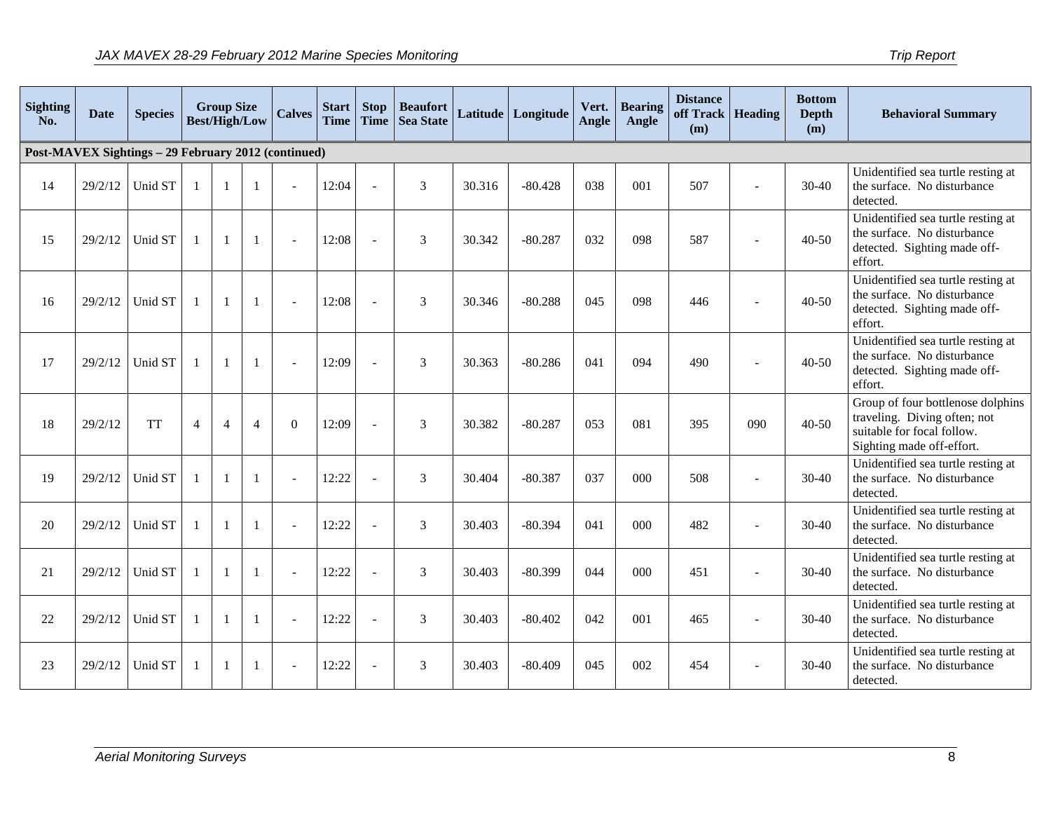| Sighting No. | Date | Species | Group Size Best/High/Low | | | Calves | Start Time | Stop Time | Beaufort Sea State | Latitude | Longitude | Vert. Angle | Bearing Angle | Distance off Track (m) | Heading | Bottom Depth (m) | Behavioral Summary |
|---|---|---|---|---|---|---|---|---|---|---|---|---|---|---|---|---|---|
| **Post-MAVEX Sightings – 29 February 2012 (continued)** | | | | | | | | | | | | | | | | | |
| 14 | 29/2/12 | Unid ST | 1 | 1 | 1 | - | 12:04 | - | 3 | 30.316 | -80.428 | 038 | 001 | 507 | - | 30-40 | Unidentified sea turtle resting at the surface. No disturbance detected. |
| 15 | 29/2/12 | Unid ST | 1 | 1 | 1 | - | 12:08 | - | 3 | 30.342 | -80.287 | 032 | 098 | 587 | - | 40-50 | Unidentified sea turtle resting at the surface. No disturbance detected. Sighting made off-effort. |
| 16 | 29/2/12 | Unid ST | 1 | 1 | 1 | - | 12:08 | - | 3 | 30.346 | -80.288 | 045 | 098 | 446 | - | 40-50 | Unidentified sea turtle resting at the surface. No disturbance detected. Sighting made off-effort. |
| 17 | 29/2/12 | Unid ST | 1 | 1 | 1 | - | 12:09 | - | 3 | 30.363 | -80.286 | 041 | 094 | 490 | - | 40-50 | Unidentified sea turtle resting at the surface. No disturbance detected. Sighting made off-effort. |
| 18 | 29/2/12 | TT | 4 | 4 | 4 | 0 | 12:09 | - | 3 | 30.382 | -80.287 | 053 | 081 | 395 | 090 | 40-50 | Group of four bottlenose dolphins traveling. Diving often; not suitable for focal follow. Sighting made off-effort. |
| 19 | 29/2/12 | Unid ST | 1 | 1 | 1 | - | 12:22 | - | 3 | 30.404 | -80.387 | 037 | 000 | 508 | - | 30-40 | Unidentified sea turtle resting at the surface. No disturbance detected. |
| 20 | 29/2/12 | Unid ST | 1 | 1 | 1 | - | 12:22 | - | 3 | 30.403 | -80.394 | 041 | 000 | 482 | - | 30-40 | Unidentified sea turtle resting at the surface. No disturbance detected. |
| 21 | 29/2/12 | Unid ST | 1 | 1 | 1 | - | 12:22 | - | 3 | 30.403 | -80.399 | 044 | 000 | 451 | - | 30-40 | Unidentified sea turtle resting at the surface. No disturbance detected. |
| 22 | 29/2/12 | Unid ST | 1 | 1 | 1 | - | 12:22 | - | 3 | 30.403 | -80.402 | 042 | 001 | 465 | - | 30-40 | Unidentified sea turtle resting at the surface. No disturbance detected. |
| 23 | 29/2/12 | Unid ST | 1 | 1 | 1 | - | 12:22 | - | 3 | 30.403 | -80.409 | 045 | 002 | 454 | - | 30-40 | Unidentified sea turtle resting at the surface. No disturbance detected. |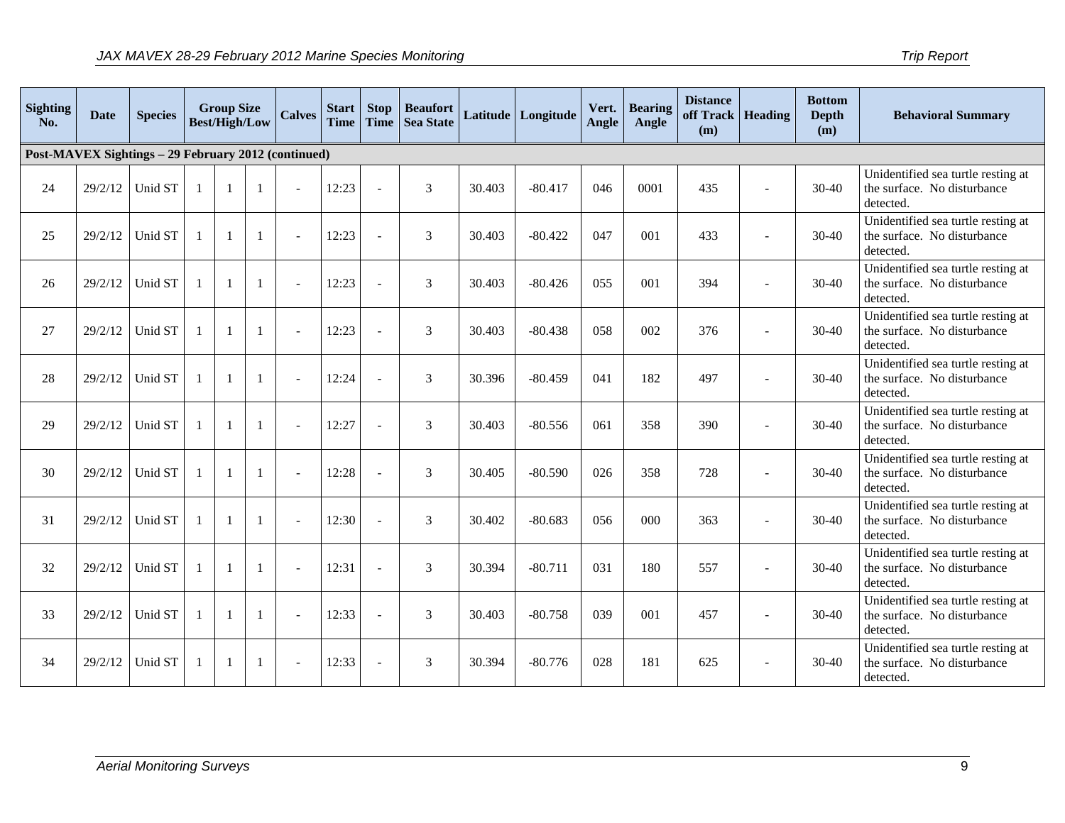| Sighting No. | Date | Species | Group Size Best/High/Low | | | Calves | Start Time | Stop Time | Beaufort Sea State | Latitude | Longitude | Vert. Angle | Bearing Angle | Distance off Track (m) | Heading | Bottom Depth (m) | Behavioral Summary |
|---|---|---|---|---|---|---|---|---|---|---|---|---|---|---|---|---|---|
| **Post-MAVEX Sightings – 29 February 2012 (continued)** | | | | | | | | | | | | | | | | | |
| 24 | 29/2/12 | Unid ST | 1 | 1 | 1 | - | 12:23 | - | 3 | 30.403 | -80.417 | 046 | 0001 | 435 | - | 30-40 | Unidentified sea turtle resting at the surface. No disturbance detected. |
| 25 | 29/2/12 | Unid ST | 1 | 1 | 1 | - | 12:23 | - | 3 | 30.403 | -80.422 | 047 | 001 | 433 | - | 30-40 | Unidentified sea turtle resting at the surface. No disturbance detected. |
| 26 | 29/2/12 | Unid ST | 1 | 1 | 1 | - | 12:23 | - | 3 | 30.403 | -80.426 | 055 | 001 | 394 | - | 30-40 | Unidentified sea turtle resting at the surface. No disturbance detected. |
| 27 | 29/2/12 | Unid ST | 1 | 1 | 1 | - | 12:23 | - | 3 | 30.403 | -80.438 | 058 | 002 | 376 | - | 30-40 | Unidentified sea turtle resting at the surface. No disturbance detected. |
| 28 | 29/2/12 | Unid ST | 1 | 1 | 1 | - | 12:24 | - | 3 | 30.396 | -80.459 | 041 | 182 | 497 | - | 30-40 | Unidentified sea turtle resting at the surface. No disturbance detected. |
| 29 | 29/2/12 | Unid ST | 1 | 1 | 1 | - | 12:27 | - | 3 | 30.403 | -80.556 | 061 | 358 | 390 | - | 30-40 | Unidentified sea turtle resting at the surface. No disturbance detected. |
| 30 | 29/2/12 | Unid ST | 1 | 1 | 1 | - | 12:28 | - | 3 | 30.405 | -80.590 | 026 | 358 | 728 | - | 30-40 | Unidentified sea turtle resting at the surface. No disturbance detected. |
| 31 | 29/2/12 | Unid ST | 1 | 1 | 1 | - | 12:30 | - | 3 | 30.402 | -80.683 | 056 | 000 | 363 | - | 30-40 | Unidentified sea turtle resting at the surface. No disturbance detected. |
| 32 | 29/2/12 | Unid ST | 1 | 1 | 1 | - | 12:31 | - | 3 | 30.394 | -80.711 | 031 | 180 | 557 | - | 30-40 | Unidentified sea turtle resting at the surface. No disturbance detected. |
| 33 | 29/2/12 | Unid ST | 1 | 1 | 1 | - | 12:33 | - | 3 | 30.403 | -80.758 | 039 | 001 | 457 | - | 30-40 | Unidentified sea turtle resting at the surface. No disturbance detected. |
| 34 | 29/2/12 | Unid ST | 1 | 1 | 1 | - | 12:33 | - | 3 | 30.394 | -80.776 | 028 | 181 | 625 | - | 30-40 | Unidentified sea turtle resting at the surface. No disturbance detected. |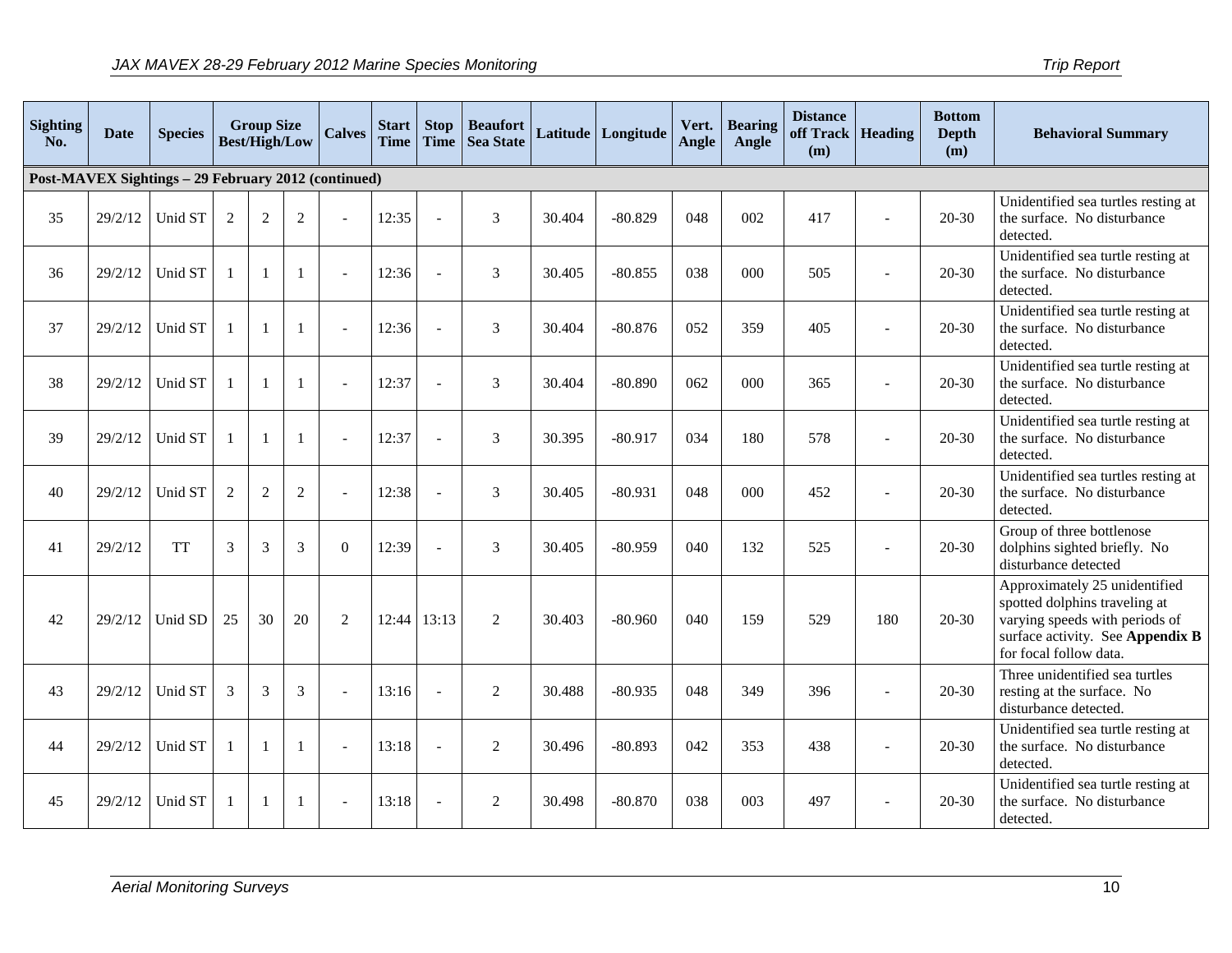| Sighting No. | Date | Species | Group Size Best/High/Low | | | Calves | Start Time | Stop Time | Beaufort Sea State | Latitude | Longitude | Vert. Angle | Bearing Angle | Distance off Track (m) | Heading | Bottom Depth (m) | Behavioral Summary |
|---|---|---|---|---|---|---|---|---|---|---|---|---|---|---|---|---|---|
| **Post-MAVEX Sightings – 29 February 2012 (continued)** | | | | | | | | | | | | | | | | | |
| 35 | 29/2/12 | Unid ST | 2 | 2 | 2 | - | 12:35 | - | 3 | 30.404 | -80.829 | 048 | 002 | 417 | - | 20-30 | Unidentified sea turtles resting at the surface. No disturbance detected. |
| 36 | 29/2/12 | Unid ST | 1 | 1 | 1 | - | 12:36 | - | 3 | 30.405 | -80.855 | 038 | 000 | 505 | - | 20-30 | Unidentified sea turtle resting at the surface. No disturbance detected. |
| 37 | 29/2/12 | Unid ST | 1 | 1 | 1 | - | 12:36 | - | 3 | 30.404 | -80.876 | 052 | 359 | 405 | - | 20-30 | Unidentified sea turtle resting at the surface. No disturbance detected. |
| 38 | 29/2/12 | Unid ST | 1 | 1 | 1 | - | 12:37 | - | 3 | 30.404 | -80.890 | 062 | 000 | 365 | - | 20-30 | Unidentified sea turtle resting at the surface. No disturbance detected. |
| 39 | 29/2/12 | Unid ST | 1 | 1 | 1 | - | 12:37 | - | 3 | 30.395 | -80.917 | 034 | 180 | 578 | - | 20-30 | Unidentified sea turtle resting at the surface. No disturbance detected. |
| 40 | 29/2/12 | Unid ST | 2 | 2 | 2 | - | 12:38 | - | 3 | 30.405 | -80.931 | 048 | 000 | 452 | - | 20-30 | Unidentified sea turtles resting at the surface. No disturbance detected. |
| 41 | 29/2/12 | TT | 3 | 3 | 3 | 0 | 12:39 | - | 3 | 30.405 | -80.959 | 040 | 132 | 525 | - | 20-30 | Group of three bottlenose dolphins sighted briefly. No disturbance detected |
| 42 | 29/2/12 | Unid SD | 25 | 30 | 20 | 2 | 12:44 | 13:13 | 2 | 30.403 | -80.960 | 040 | 159 | 529 | 180 | 20-30 | Approximately 25 unidentified spotted dolphins traveling at varying speeds with periods of surface activity. See **Appendix B** for focal follow data. |
| 43 | 29/2/12 | Unid ST | 3 | 3 | 3 | - | 13:16 | - | 2 | 30.488 | -80.935 | 048 | 349 | 396 | - | 20-30 | Three unidentified sea turtles resting at the surface. No disturbance detected. |
| 44 | 29/2/12 | Unid ST | 1 | 1 | 1 | - | 13:18 | - | 2 | 30.496 | -80.893 | 042 | 353 | 438 | - | 20-30 | Unidentified sea turtle resting at the surface. No disturbance detected. |
| 45 | 29/2/12 | Unid ST | 1 | 1 | 1 | - | 13:18 | - | 2 | 30.498 | -80.870 | 038 | 003 | 497 | - | 20-30 | Unidentified sea turtle resting at the surface. No disturbance detected. |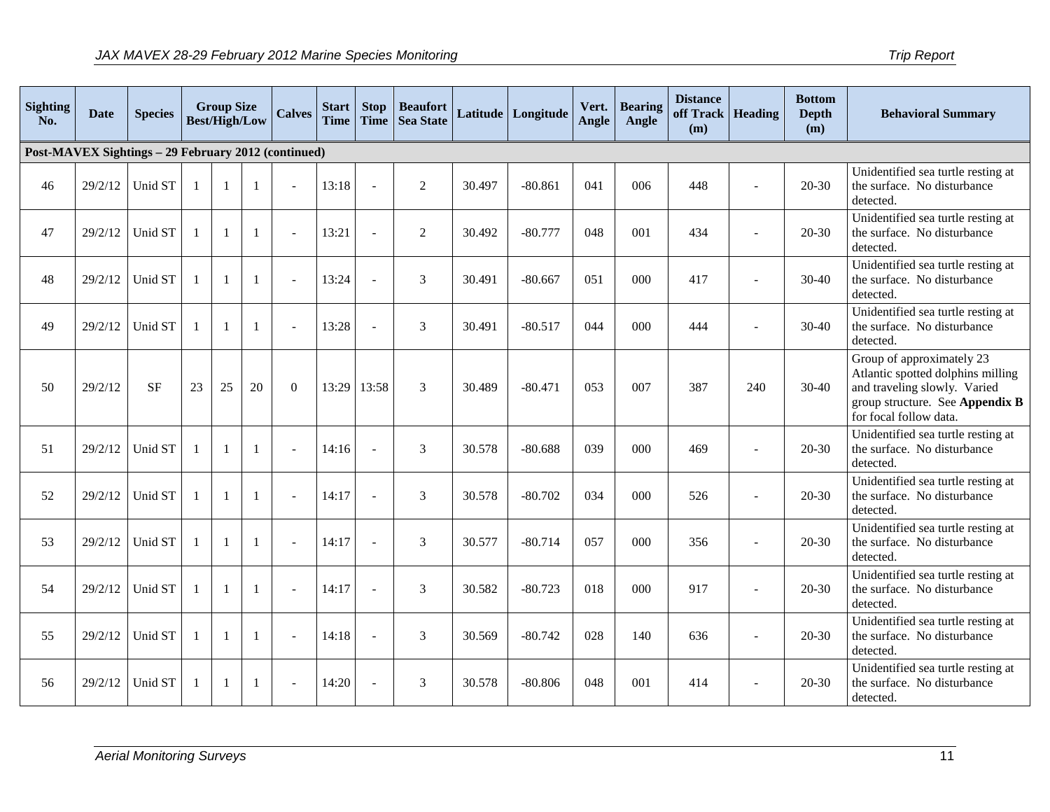| Sighting No. | Date | Species | Group Size Best/High/Low | | | Calves | Start Time | Stop Time | Beaufort Sea State | Latitude | Longitude | Vert. Angle | Bearing Angle | Distance off Track (m) | Heading | Bottom Depth (m) | Behavioral Summary |
|---|---|---|---|---|---|---|---|---|---|---|---|---|---|---|---|---|---|
| **Post-MAVEX Sightings – 29 February 2012 (continued)** | | | | | | | | | | | | | | | | | |
| 46 | 29/2/12 | Unid ST | 1 | 1 | 1 | - | 13:18 | - | 2 | 30.497 | -80.861 | 041 | 006 | 448 | - | 20-30 | Unidentified sea turtle resting at the surface. No disturbance detected. |
| 47 | 29/2/12 | Unid ST | 1 | 1 | 1 | - | 13:21 | - | 2 | 30.492 | -80.777 | 048 | 001 | 434 | - | 20-30 | Unidentified sea turtle resting at the surface. No disturbance detected. |
| 48 | 29/2/12 | Unid ST | 1 | 1 | 1 | - | 13:24 | - | 3 | 30.491 | -80.667 | 051 | 000 | 417 | - | 30-40 | Unidentified sea turtle resting at the surface. No disturbance detected. |
| 49 | 29/2/12 | Unid ST | 1 | 1 | 1 | - | 13:28 | - | 3 | 30.491 | -80.517 | 044 | 000 | 444 | - | 30-40 | Unidentified sea turtle resting at the surface. No disturbance detected. |
| 50 | 29/2/12 | SF | 23 | 25 | 20 | 0 | 13:29 | 13:58 | 3 | 30.489 | -80.471 | 053 | 007 | 387 | 240 | 30-40 | Group of approximately 23 Atlantic spotted dolphins milling and traveling slowly. Varied group structure. See **Appendix B** for focal follow data. |
| 51 | 29/2/12 | Unid ST | 1 | 1 | 1 | - | 14:16 | - | 3 | 30.578 | -80.688 | 039 | 000 | 469 | - | 20-30 | Unidentified sea turtle resting at the surface. No disturbance detected. |
| 52 | 29/2/12 | Unid ST | 1 | 1 | 1 | - | 14:17 | - | 3 | 30.578 | -80.702 | 034 | 000 | 526 | - | 20-30 | Unidentified sea turtle resting at the surface. No disturbance detected. |
| 53 | 29/2/12 | Unid ST | 1 | 1 | 1 | - | 14:17 | - | 3 | 30.577 | -80.714 | 057 | 000 | 356 | - | 20-30 | Unidentified sea turtle resting at the surface. No disturbance detected. |
| 54 | 29/2/12 | Unid ST | 1 | 1 | 1 | - | 14:17 | - | 3 | 30.582 | -80.723 | 018 | 000 | 917 | - | 20-30 | Unidentified sea turtle resting at the surface. No disturbance detected. |
| 55 | 29/2/12 | Unid ST | 1 | 1 | 1 | - | 14:18 | - | 3 | 30.569 | -80.742 | 028 | 140 | 636 | - | 20-30 | Unidentified sea turtle resting at the surface. No disturbance detected. |
| 56 | 29/2/12 | Unid ST | 1 | 1 | 1 | - | 14:20 | - | 3 | 30.578 | -80.806 | 048 | 001 | 414 | - | 20-30 | Unidentified sea turtle resting at the surface. No disturbance detected. |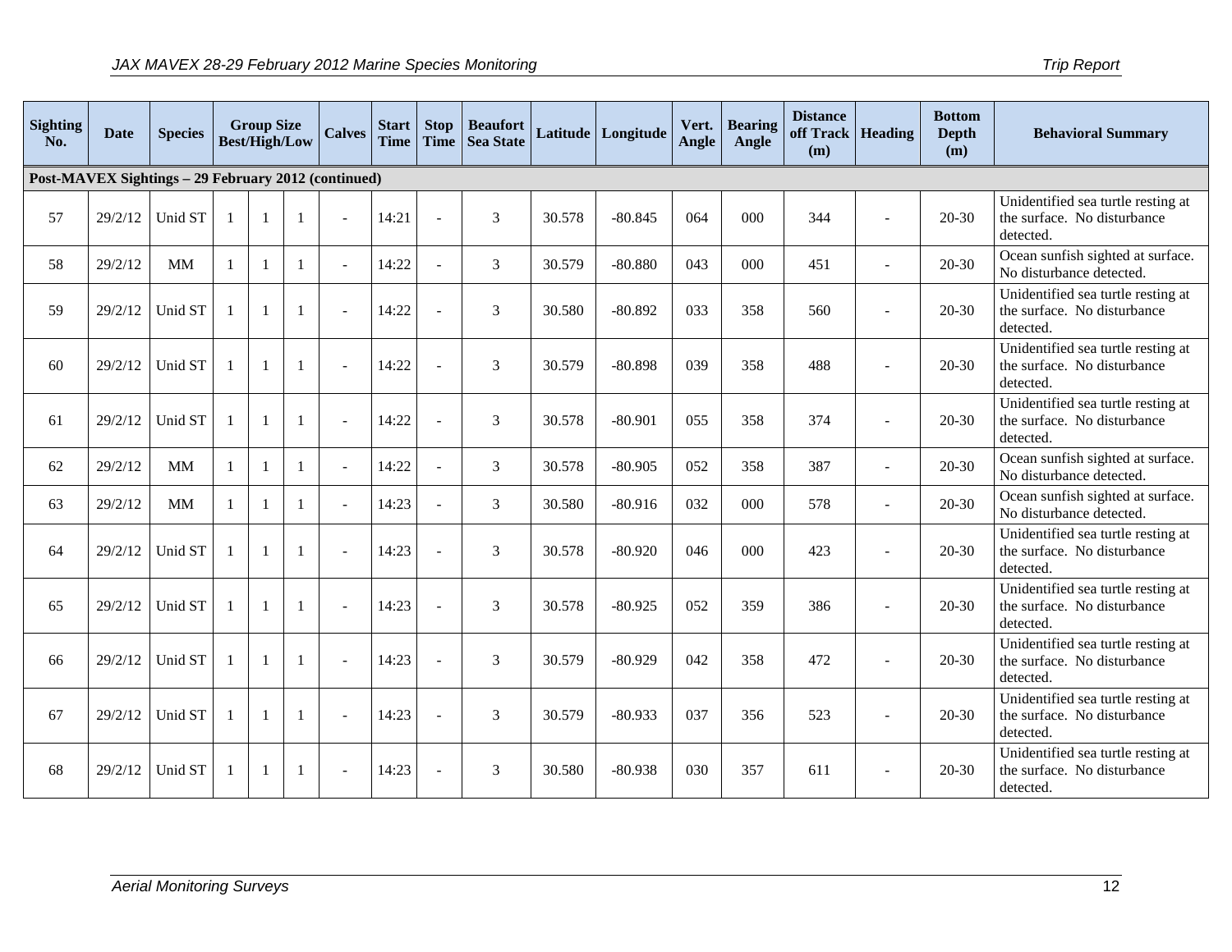| Sighting No. | Date | Species | Group Size Best/High/Low | | | Calves | Start Time | Stop Time | Beaufort Sea State | Latitude | Longitude | Vert. Angle | Bearing Angle | Distance off Track (m) | Heading | Bottom Depth (m) | Behavioral Summary |
|---|---|---|---|---|---|---|---|---|---|---|---|---|---|---|---|---|---|
| **Post-MAVEX Sightings – 29 February 2012 (continued)** | | | | | | | | | | | | | | | | | |
| 57 | 29/2/12 | Unid ST | 1 | 1 | 1 | - | 14:21 | - | 3 | 30.578 | -80.845 | 064 | 000 | 344 | - | 20-30 | Unidentified sea turtle resting at the surface. No disturbance detected. |
| 58 | 29/2/12 | MM | 1 | 1 | 1 | - | 14:22 | - | 3 | 30.579 | -80.880 | 043 | 000 | 451 | - | 20-30 | Ocean sunfish sighted at surface. No disturbance detected. |
| 59 | 29/2/12 | Unid ST | 1 | 1 | 1 | - | 14:22 | - | 3 | 30.580 | -80.892 | 033 | 358 | 560 | - | 20-30 | Unidentified sea turtle resting at the surface. No disturbance detected. |
| 60 | 29/2/12 | Unid ST | 1 | 1 | 1 | - | 14:22 | - | 3 | 30.579 | -80.898 | 039 | 358 | 488 | - | 20-30 | Unidentified sea turtle resting at the surface. No disturbance detected. |
| 61 | 29/2/12 | Unid ST | 1 | 1 | 1 | - | 14:22 | - | 3 | 30.578 | -80.901 | 055 | 358 | 374 | - | 20-30 | Unidentified sea turtle resting at the surface. No disturbance detected. |
| 62 | 29/2/12 | MM | 1 | 1 | 1 | - | 14:22 | - | 3 | 30.578 | -80.905 | 052 | 358 | 387 | - | 20-30 | Ocean sunfish sighted at surface. No disturbance detected. |
| 63 | 29/2/12 | MM | 1 | 1 | 1 | - | 14:23 | - | 3 | 30.580 | -80.916 | 032 | 000 | 578 | - | 20-30 | Ocean sunfish sighted at surface. No disturbance detected. |
| 64 | 29/2/12 | Unid ST | 1 | 1 | 1 | - | 14:23 | - | 3 | 30.578 | -80.920 | 046 | 000 | 423 | - | 20-30 | Unidentified sea turtle resting at the surface. No disturbance detected. |
| 65 | 29/2/12 | Unid ST | 1 | 1 | 1 | - | 14:23 | - | 3 | 30.578 | -80.925 | 052 | 359 | 386 | - | 20-30 | Unidentified sea turtle resting at the surface. No disturbance detected. |
| 66 | 29/2/12 | Unid ST | 1 | 1 | 1 | - | 14:23 | - | 3 | 30.579 | -80.929 | 042 | 358 | 472 | - | 20-30 | Unidentified sea turtle resting at the surface. No disturbance detected. |
| 67 | 29/2/12 | Unid ST | 1 | 1 | 1 | - | 14:23 | - | 3 | 30.579 | -80.933 | 037 | 356 | 523 | - | 20-30 | Unidentified sea turtle resting at the surface. No disturbance detected. |
| 68 | 29/2/12 | Unid ST | 1 | 1 | 1 | - | 14:23 | - | 3 | 30.580 | -80.938 | 030 | 357 | 611 | - | 20-30 | Unidentified sea turtle resting at the surface. No disturbance detected. |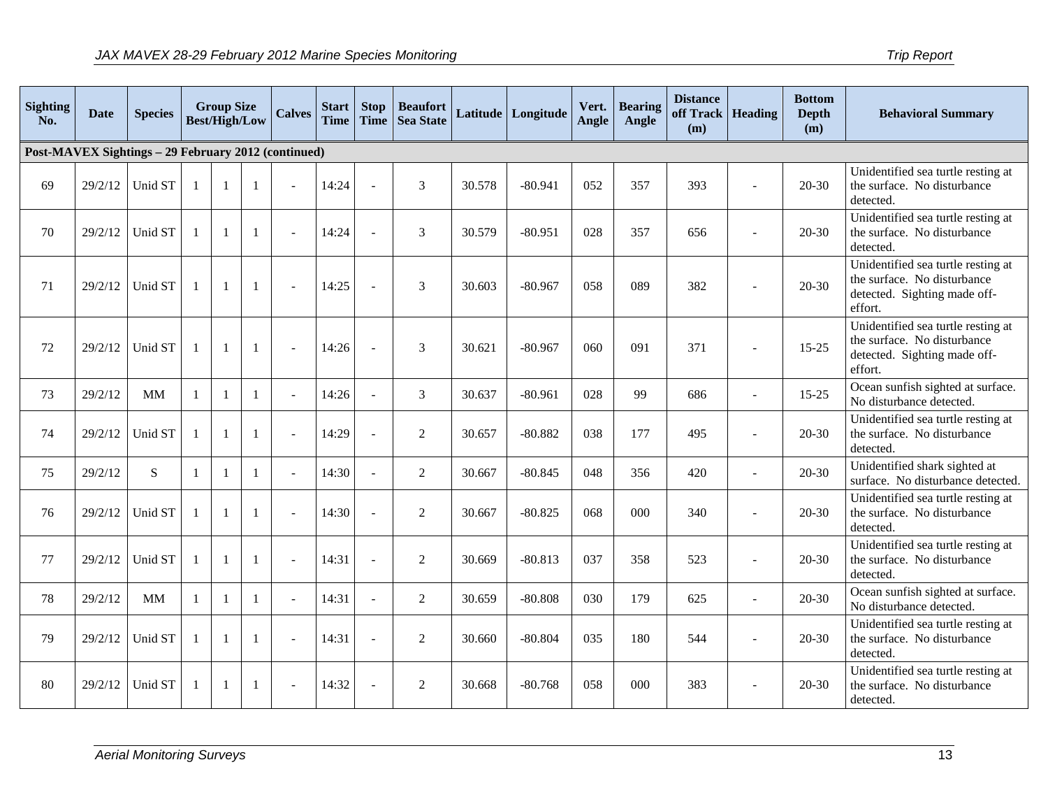| Sighting No. | Date | Species | Group Size Best/High/Low | | | Calves | Start Time | Stop Time | Beaufort Sea State | Latitude | Longitude | Vert. Angle | Bearing Angle | Distance off Track (m) | Heading | Bottom Depth (m) | Behavioral Summary |
|---|---|---|---|---|---|---|---|---|---|---|---|---|---|---|---|---|---|
| **Post-MAVEX Sightings – 29 February 2012 (continued)** | | | | | | | | | | | | | | | | | |
| 69 | 29/2/12 | Unid ST | 1 | 1 | 1 | - | 14:24 | - | 3 | 30.578 | -80.941 | 052 | 357 | 393 | - | 20-30 | Unidentified sea turtle resting at the surface. No disturbance detected. |
| 70 | 29/2/12 | Unid ST | 1 | 1 | 1 | - | 14:24 | - | 3 | 30.579 | -80.951 | 028 | 357 | 656 | - | 20-30 | Unidentified sea turtle resting at the surface. No disturbance detected. |
| 71 | 29/2/12 | Unid ST | 1 | 1 | 1 | - | 14:25 | - | 3 | 30.603 | -80.967 | 058 | 089 | 382 | - | 20-30 | Unidentified sea turtle resting at the surface. No disturbance detected. Sighting made off-effort. |
| 72 | 29/2/12 | Unid ST | 1 | 1 | 1 | - | 14:26 | - | 3 | 30.621 | -80.967 | 060 | 091 | 371 | - | 15-25 | Unidentified sea turtle resting at the surface. No disturbance detected. Sighting made off-effort. |
| 73 | 29/2/12 | MM | 1 | 1 | 1 | - | 14:26 | - | 3 | 30.637 | -80.961 | 028 | 99 | 686 | - | 15-25 | Ocean sunfish sighted at surface. No disturbance detected. |
| 74 | 29/2/12 | Unid ST | 1 | 1 | 1 | - | 14:29 | - | 2 | 30.657 | -80.882 | 038 | 177 | 495 | - | 20-30 | Unidentified sea turtle resting at the surface. No disturbance detected. |
| 75 | 29/2/12 | S | 1 | 1 | 1 | - | 14:30 | - | 2 | 30.667 | -80.845 | 048 | 356 | 420 | - | 20-30 | Unidentified shark sighted at surface. No disturbance detected. |
| 76 | 29/2/12 | Unid ST | 1 | 1 | 1 | - | 14:30 | - | 2 | 30.667 | -80.825 | 068 | 000 | 340 | - | 20-30 | Unidentified sea turtle resting at the surface. No disturbance detected. |
| 77 | 29/2/12 | Unid ST | 1 | 1 | 1 | - | 14:31 | - | 2 | 30.669 | -80.813 | 037 | 358 | 523 | - | 20-30 | Unidentified sea turtle resting at the surface. No disturbance detected. |
| 78 | 29/2/12 | MM | 1 | 1 | 1 | - | 14:31 | - | 2 | 30.659 | -80.808 | 030 | 179 | 625 | - | 20-30 | Ocean sunfish sighted at surface. No disturbance detected. |
| 79 | 29/2/12 | Unid ST | 1 | 1 | 1 | - | 14:31 | - | 2 | 30.660 | -80.804 | 035 | 180 | 544 | - | 20-30 | Unidentified sea turtle resting at the surface. No disturbance detected. |
| 80 | 29/2/12 | Unid ST | 1 | 1 | 1 | - | 14:32 | - | 2 | 30.668 | -80.768 | 058 | 000 | 383 | - | 20-30 | Unidentified sea turtle resting at the surface. No disturbance detected. |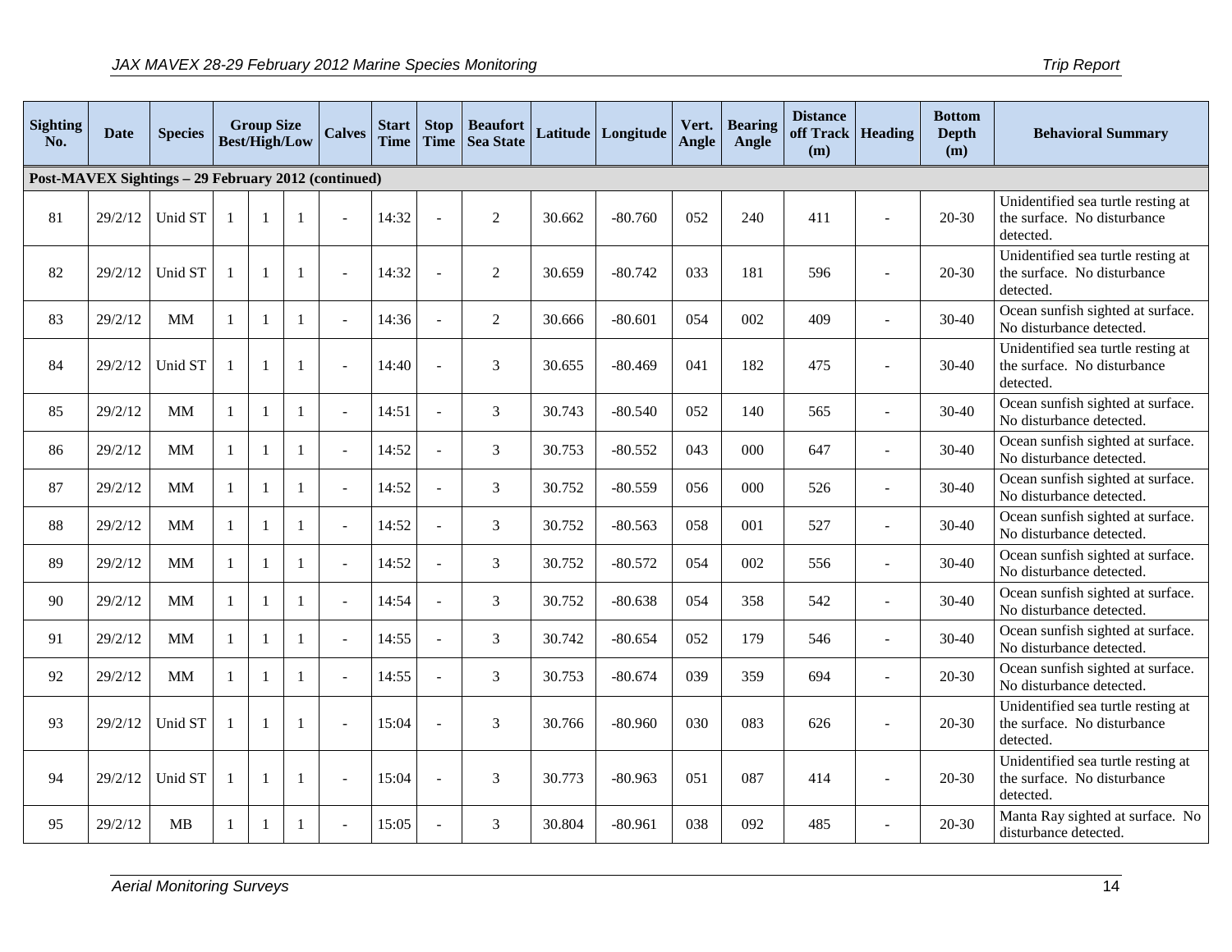| Sighting No. | Date | Species | Group Size Best/High/Low | | | Calves | Start Time | Stop Time | Beaufort Sea State | Latitude | Longitude | Vert. Angle | Bearing Angle | Distance off Track (m) | Heading | Bottom Depth (m) | Behavioral Summary |
|---|---|---|---|---|---|---|---|---|---|---|---|---|---|---|---|---|---|
| **Post-MAVEX Sightings – 29 February 2012 (continued)** | | | | | | | | | | | | | | | | | |
| 81 | 29/2/12 | Unid ST | 1 | 1 | 1 | - | 14:32 | - | 2 | 30.662 | -80.760 | 052 | 240 | 411 | - | 20-30 | Unidentified sea turtle resting at the surface. No disturbance detected. |
| 82 | 29/2/12 | Unid ST | 1 | 1 | 1 | - | 14:32 | - | 2 | 30.659 | -80.742 | 033 | 181 | 596 | - | 20-30 | Unidentified sea turtle resting at the surface. No disturbance detected. |
| 83 | 29/2/12 | MM | 1 | 1 | 1 | - | 14:36 | - | 2 | 30.666 | -80.601 | 054 | 002 | 409 | - | 30-40 | Ocean sunfish sighted at surface. No disturbance detected. |
| 84 | 29/2/12 | Unid ST | 1 | 1 | 1 | - | 14:40 | - | 3 | 30.655 | -80.469 | 041 | 182 | 475 | - | 30-40 | Unidentified sea turtle resting at the surface. No disturbance detected. |
| 85 | 29/2/12 | MM | 1 | 1 | 1 | - | 14:51 | - | 3 | 30.743 | -80.540 | 052 | 140 | 565 | - | 30-40 | Ocean sunfish sighted at surface. No disturbance detected. |
| 86 | 29/2/12 | MM | 1 | 1 | 1 | - | 14:52 | - | 3 | 30.753 | -80.552 | 043 | 000 | 647 | - | 30-40 | Ocean sunfish sighted at surface. No disturbance detected. |
| 87 | 29/2/12 | MM | 1 | 1 | 1 | - | 14:52 | - | 3 | 30.752 | -80.559 | 056 | 000 | 526 | - | 30-40 | Ocean sunfish sighted at surface. No disturbance detected. |
| 88 | 29/2/12 | MM | 1 | 1 | 1 | - | 14:52 | - | 3 | 30.752 | -80.563 | 058 | 001 | 527 | - | 30-40 | Ocean sunfish sighted at surface. No disturbance detected. |
| 89 | 29/2/12 | MM | 1 | 1 | 1 | - | 14:52 | - | 3 | 30.752 | -80.572 | 054 | 002 | 556 | - | 30-40 | Ocean sunfish sighted at surface. No disturbance detected. |
| 90 | 29/2/12 | MM | 1 | 1 | 1 | - | 14:54 | - | 3 | 30.752 | -80.638 | 054 | 358 | 542 | - | 30-40 | Ocean sunfish sighted at surface. No disturbance detected. |
| 91 | 29/2/12 | MM | 1 | 1 | 1 | - | 14:55 | - | 3 | 30.742 | -80.654 | 052 | 179 | 546 | - | 30-40 | Ocean sunfish sighted at surface. No disturbance detected. |
| 92 | 29/2/12 | MM | 1 | 1 | 1 | - | 14:55 | - | 3 | 30.753 | -80.674 | 039 | 359 | 694 | - | 20-30 | Ocean sunfish sighted at surface. No disturbance detected. |
| 93 | 29/2/12 | Unid ST | 1 | 1 | 1 | - | 15:04 | - | 3 | 30.766 | -80.960 | 030 | 083 | 626 | - | 20-30 | Unidentified sea turtle resting at the surface. No disturbance detected. |
| 94 | 29/2/12 | Unid ST | 1 | 1 | 1 | - | 15:04 | - | 3 | 30.773 | -80.963 | 051 | 087 | 414 | - | 20-30 | Unidentified sea turtle resting at the surface. No disturbance detected. |
| 95 | 29/2/12 | MB | 1 | 1 | 1 | - | 15:05 | - | 3 | 30.804 | -80.961 | 038 | 092 | 485 | - | 20-30 | Manta Ray sighted at surface. No disturbance detected. |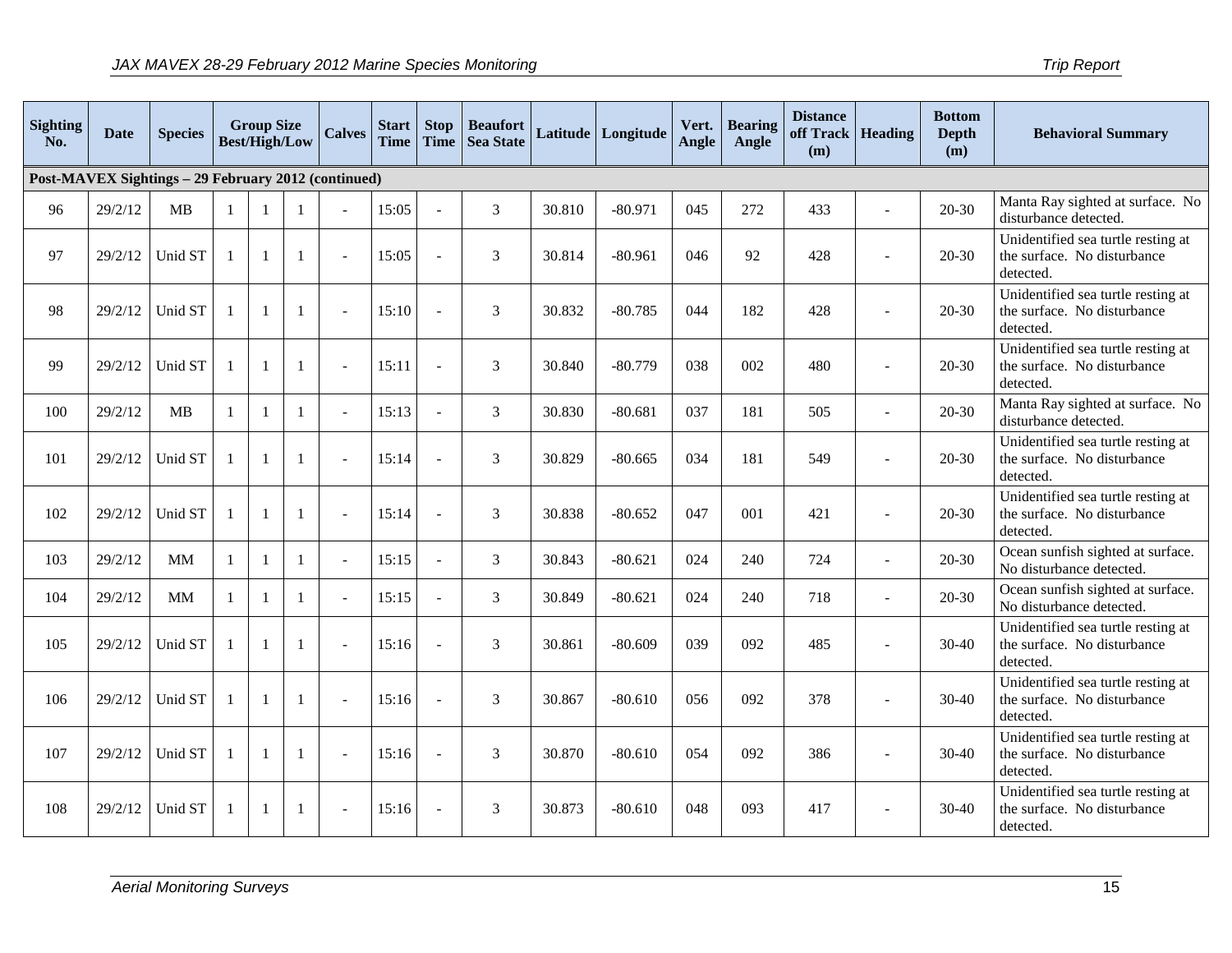| Sighting No. | Date | Species | Group Size Best/High/Low | | | Calves | Start Time | Stop Time | Beaufort Sea State | Latitude | Longitude | Vert. Angle | Bearing Angle | Distance off Track (m) | Heading | Bottom Depth (m) | Behavioral Summary |
|---|---|---|---|---|---|---|---|---|---|---|---|---|---|---|---|---|---|
| **Post-MAVEX Sightings – 29 February 2012 (continued)** | | | | | | | | | | | | | | | | | |
| 96 | 29/2/12 | MB | 1 | 1 | 1 | - | 15:05 | - | 3 | 30.810 | -80.971 | 045 | 272 | 433 | - | 20-30 | Manta Ray sighted at surface. No disturbance detected. |
| 97 | 29/2/12 | Unid ST | 1 | 1 | 1 | - | 15:05 | - | 3 | 30.814 | -80.961 | 046 | 92 | 428 | - | 20-30 | Unidentified sea turtle resting at the surface. No disturbance detected. |
| 98 | 29/2/12 | Unid ST | 1 | 1 | 1 | - | 15:10 | - | 3 | 30.832 | -80.785 | 044 | 182 | 428 | - | 20-30 | Unidentified sea turtle resting at the surface. No disturbance detected. |
| 99 | 29/2/12 | Unid ST | 1 | 1 | 1 | - | 15:11 | - | 3 | 30.840 | -80.779 | 038 | 002 | 480 | - | 20-30 | Unidentified sea turtle resting at the surface. No disturbance detected. |
| 100 | 29/2/12 | MB | 1 | 1 | 1 | - | 15:13 | - | 3 | 30.830 | -80.681 | 037 | 181 | 505 | - | 20-30 | Manta Ray sighted at surface. No disturbance detected. |
| 101 | 29/2/12 | Unid ST | 1 | 1 | 1 | - | 15:14 | - | 3 | 30.829 | -80.665 | 034 | 181 | 549 | - | 20-30 | Unidentified sea turtle resting at the surface. No disturbance detected. |
| 102 | 29/2/12 | Unid ST | 1 | 1 | 1 | - | 15:14 | - | 3 | 30.838 | -80.652 | 047 | 001 | 421 | - | 20-30 | Unidentified sea turtle resting at the surface. No disturbance detected. |
| 103 | 29/2/12 | MM | 1 | 1 | 1 | - | 15:15 | - | 3 | 30.843 | -80.621 | 024 | 240 | 724 | - | 20-30 | Ocean sunfish sighted at surface. No disturbance detected. |
| 104 | 29/2/12 | MM | 1 | 1 | 1 | - | 15:15 | - | 3 | 30.849 | -80.621 | 024 | 240 | 718 | - | 20-30 | Ocean sunfish sighted at surface. No disturbance detected. |
| 105 | 29/2/12 | Unid ST | 1 | 1 | 1 | - | 15:16 | - | 3 | 30.861 | -80.609 | 039 | 092 | 485 | - | 30-40 | Unidentified sea turtle resting at the surface. No disturbance detected. |
| 106 | 29/2/12 | Unid ST | 1 | 1 | 1 | - | 15:16 | - | 3 | 30.867 | -80.610 | 056 | 092 | 378 | - | 30-40 | Unidentified sea turtle resting at the surface. No disturbance detected. |
| 107 | 29/2/12 | Unid ST | 1 | 1 | 1 | - | 15:16 | - | 3 | 30.870 | -80.610 | 054 | 092 | 386 | - | 30-40 | Unidentified sea turtle resting at the surface. No disturbance detected. |
| 108 | 29/2/12 | Unid ST | 1 | 1 | 1 | - | 15:16 | - | 3 | 30.873 | -80.610 | 048 | 093 | 417 | - | 30-40 | Unidentified sea turtle resting at the surface. No disturbance detected. |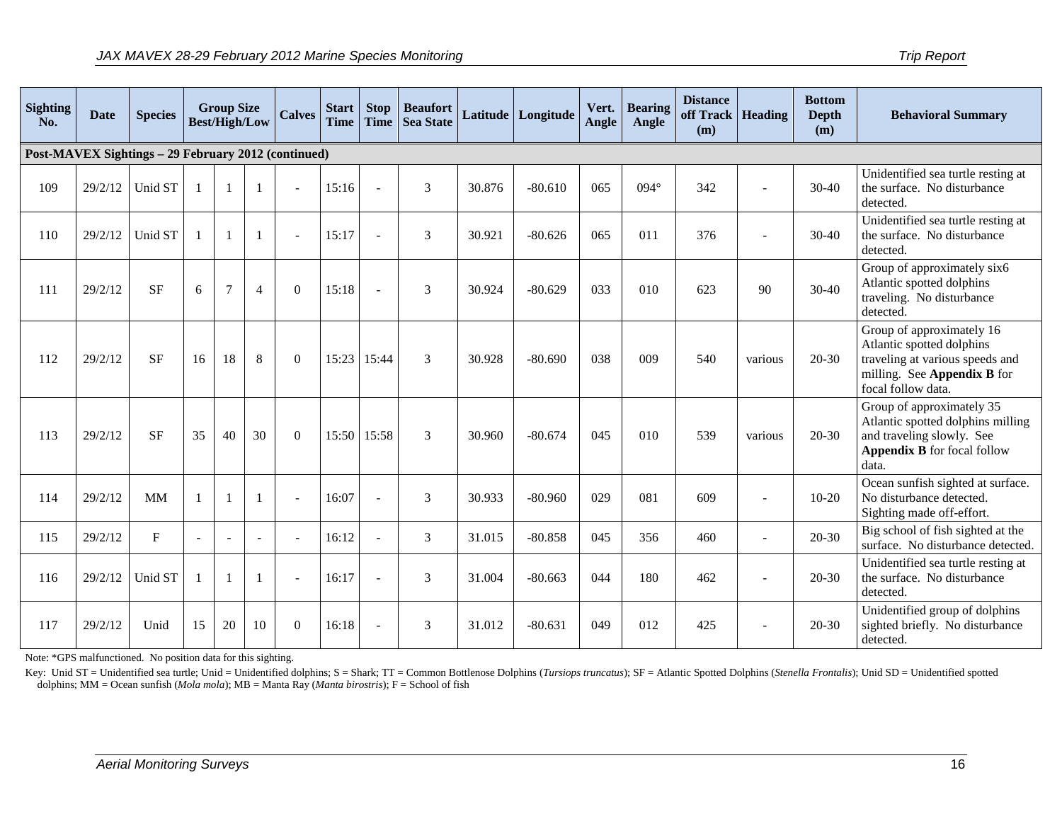| Sighting No. | Date | Species | Group Size Best/High/Low | | | Calves | Start Time | Stop Time | Beaufort Sea State | Latitude | Longitude | Vert. Angle | Bearing Angle | Distance off Track (m) | Heading | Bottom Depth (m) | Behavioral Summary |
|---|---|---|---|---|---|---|---|---|---|---|---|---|---|---|---|---|---|
| **Post-MAVEX Sightings – 29 February 2012 (continued)** | | | | | | | | | | | | | | | | | |
| 109 | 29/2/12 | Unid ST | 1 | 1 | 1 | - | 15:16 | - | 3 | 30.876 | -80.610 | 065 | 094° | 342 | - | 30-40 | Unidentified sea turtle resting at the surface. No disturbance detected. |
| 110 | 29/2/12 | Unid ST | 1 | 1 | 1 | - | 15:17 | - | 3 | 30.921 | -80.626 | 065 | 011 | 376 | - | 30-40 | Unidentified sea turtle resting at the surface. No disturbance detected. |
| 111 | 29/2/12 | SF | 6 | 7 | 4 | 0 | 15:18 | - | 3 | 30.924 | -80.629 | 033 | 010 | 623 | 90 | 30-40 | Group of approximately six6 Atlantic spotted dolphins traveling. No disturbance detected. |
| 112 | 29/2/12 | SF | 16 | 18 | 8 | 0 | 15:23 | 15:44 | 3 | 30.928 | -80.690 | 038 | 009 | 540 | various | 20-30 | Group of approximately 16 Atlantic spotted dolphins traveling at various speeds and milling. See **Appendix B** for focal follow data. |
| 113 | 29/2/12 | SF | 35 | 40 | 30 | 0 | 15:50 | 15:58 | 3 | 30.960 | -80.674 | 045 | 010 | 539 | various | 20-30 | Group of approximately 35 Atlantic spotted dolphins milling and traveling slowly. See **Appendix B** for focal follow data. |
| 114 | 29/2/12 | MM | 1 | 1 | 1 | - | 16:07 | - | 3 | 30.933 | -80.960 | 029 | 081 | 609 | - | 10-20 | Ocean sunfish sighted at surface. No disturbance detected. Sighting made off-effort. |
| 115 | 29/2/12 | F | - | - | - | - | 16:12 | - | 3 | 31.015 | -80.858 | 045 | 356 | 460 | - | 20-30 | Big school of fish sighted at the surface. No disturbance detected. |
| 116 | 29/2/12 | Unid ST | 1 | 1 | 1 | - | 16:17 | - | 3 | 31.004 | -80.663 | 044 | 180 | 462 | - | 20-30 | Unidentified sea turtle resting at the surface. No disturbance detected. |
| 117 | 29/2/12 | Unid | 15 | 20 | 10 | 0 | 16:18 | - | 3 | 31.012 | -80.631 | 049 | 012 | 425 | - | 20-30 | Unidentified group of dolphins sighted briefly. No disturbance detected. |

Note: *GPS malfunctioned. No position data for this sighting.

Key: Unid ST = Unidentified sea turtle; Unid = Unidentified dolphins; S = Shark; TT = Common Bottlenose Dolphins (*Tursiops truncatus*); SF = Atlantic Spotted Dolphins (*Stenella Frontalis*); Unid SD = Unidentified spotted dolphins; MM = Ocean sunfish (*Mola mola*); MB = Manta Ray (*Manta birostris*); F = School of fish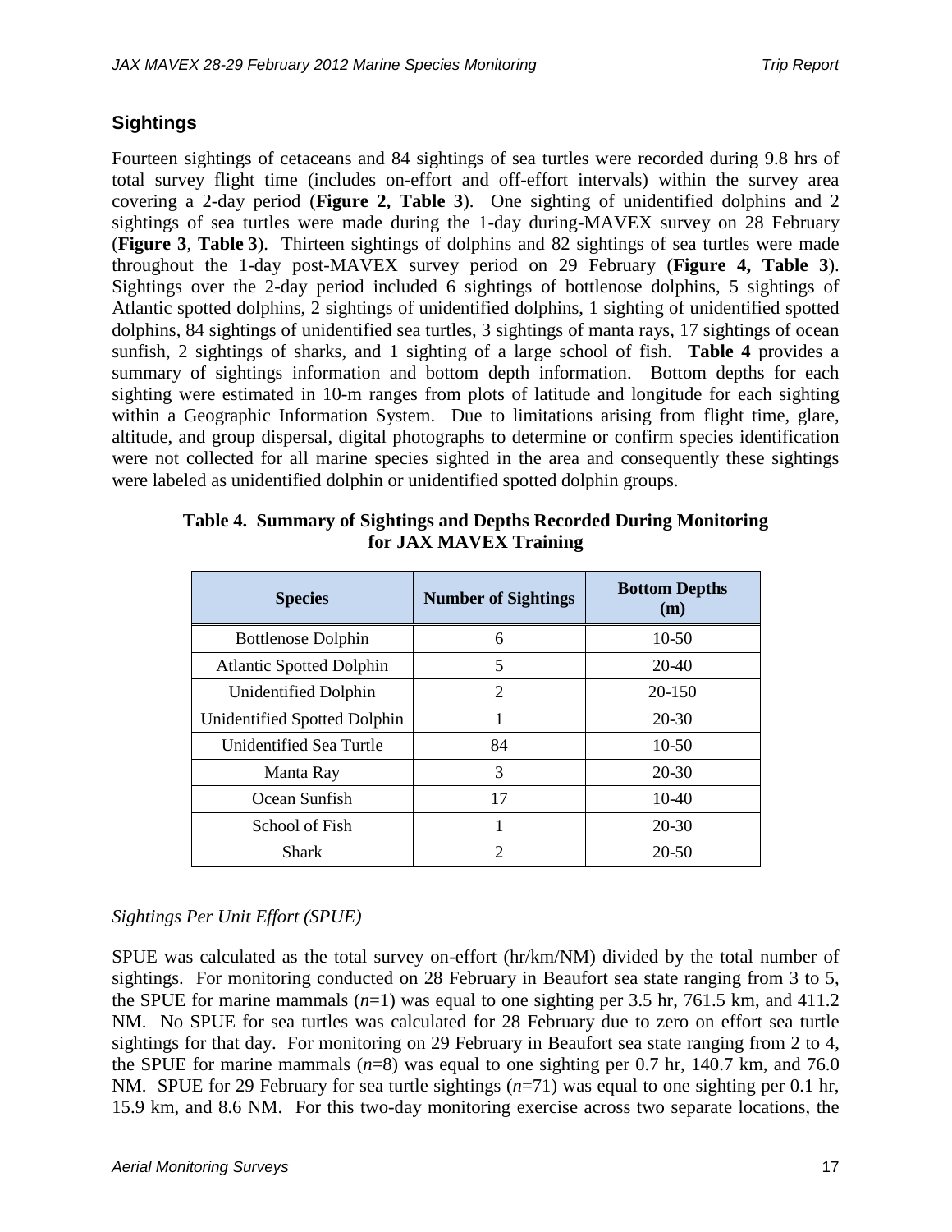## Sightings

Fourteen sightings of cetaceans and 84 sightings of sea turtles were recorded during 9.8 hrs of total survey flight time (includes on-effort and off-effort intervals) within the survey area covering a 2-day period (**Figure 2, Table 3**). One sighting of unidentified dolphins and 2 sightings of sea turtles were made during the 1-day during-MAVEX survey on 28 February (**Figure 3**, **Table 3**). Thirteen sightings of dolphins and 82 sightings of sea turtles were made throughout the 1-day post-MAVEX survey period on 29 February (**Figure 4, Table 3**). Sightings over the 2-day period included 6 sightings of bottlenose dolphins, 5 sightings of Atlantic spotted dolphins, 2 sightings of unidentified dolphins, 1 sighting of unidentified spotted dolphins, 84 sightings of unidentified sea turtles, 3 sightings of manta rays, 17 sightings of ocean sunfish, 2 sightings of sharks, and 1 sighting of a large school of fish. **Table 4** provides a summary of sightings information and bottom depth information. Bottom depths for each sighting were estimated in 10-m ranges from plots of latitude and longitude for each sighting within a Geographic Information System. Due to limitations arising from flight time, glare, altitude, and group dispersal, digital photographs to determine or confirm species identification were not collected for all marine species sighted in the area and consequently these sightings were labeled as unidentified dolphin or unidentified spotted dolphin groups.

**Table 4. Summary of Sightings and Depths Recorded During Monitoring for JAX MAVEX Training**

| Species | Number of Sightings | Bottom Depths (m) |
|---|---|---|
| Bottlenose Dolphin | 6 | 10-50 |
| Atlantic Spotted Dolphin | 5 | 20-40 |
| Unidentified Dolphin | 2 | 20-150 |
| Unidentified Spotted Dolphin | 1 | 20-30 |
| Unidentified Sea Turtle | 84 | 10-50 |
| Manta Ray | 3 | 20-30 |
| Ocean Sunfish | 17 | 10-40 |
| School of Fish | 1 | 20-30 |
| Shark | 2 | 20-50 |

*Sightings Per Unit Effort (SPUE)*

SPUE was calculated as the total survey on-effort (hr/km/NM) divided by the total number of sightings. For monitoring conducted on 28 February in Beaufort sea state ranging from 3 to 5, the SPUE for marine mammals ($n$=1) was equal to one sighting per 3.5 hr, 761.5 km, and 411.2 NM. No SPUE for sea turtles was calculated for 28 February due to zero on effort sea turtle sightings for that day. For monitoring on 29 February in Beaufort sea state ranging from 2 to 4, the SPUE for marine mammals ($n$=8) was equal to one sighting per 0.7 hr, 140.7 km, and 76.0 NM. SPUE for 29 February for sea turtle sightings ($n$=71) was equal to one sighting per 0.1 hr, 15.9 km, and 8.6 NM. For this two-day monitoring exercise across two separate locations, the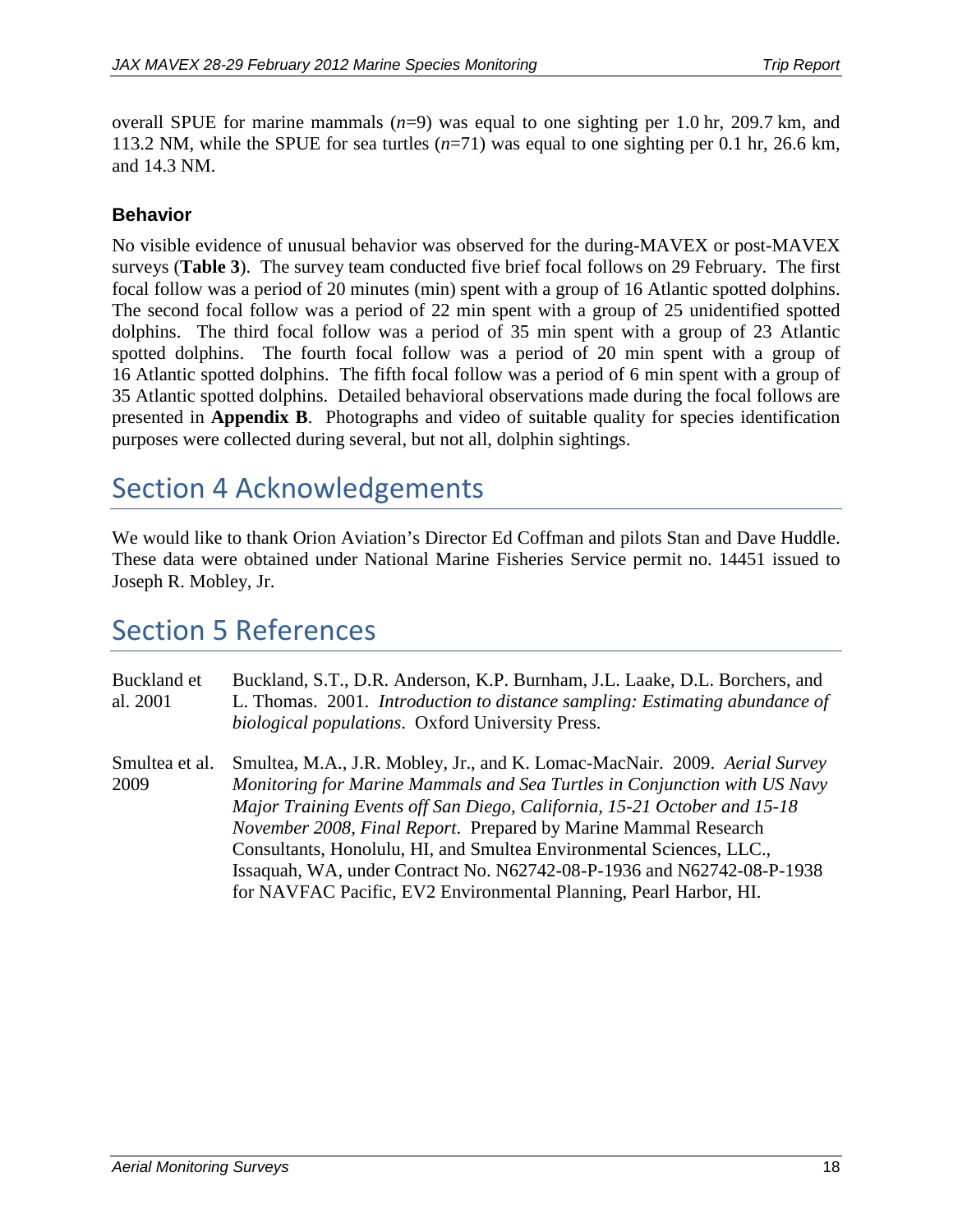overall SPUE for marine mammals ($n$=9) was equal to one sighting per 1.0 hr, 209.7 km, and 113.2 NM, while the SPUE for sea turtles ($n$=71) was equal to one sighting per 0.1 hr, 26.6 km, and 14.3 NM.

### Behavior

No visible evidence of unusual behavior was observed for the during-MAVEX or post-MAVEX surveys (**Table 3**). The survey team conducted five brief focal follows on 29 February. The first focal follow was a period of 20 minutes (min) spent with a group of 16 Atlantic spotted dolphins. The second focal follow was a period of 22 min spent with a group of 25 unidentified spotted dolphins. The third focal follow was a period of 35 min spent with a group of 23 Atlantic spotted dolphins. The fourth focal follow was a period of 20 min spent with a group of 16 Atlantic spotted dolphins. The fifth focal follow was a period of 6 min spent with a group of 35 Atlantic spotted dolphins. Detailed behavioral observations made during the focal follows are presented in **Appendix B**. Photographs and video of suitable quality for species identification purposes were collected during several, but not all, dolphin sightings.

# Section 4 Acknowledgements

We would like to thank Orion Aviation's Director Ed Coffman and pilots Stan and Dave Huddle. These data were obtained under National Marine Fisheries Service permit no. 14451 issued to Joseph R. Mobley, Jr.

# Section 5 References

Buckland et al. 2001 — Buckland, S.T., D.R. Anderson, K.P. Burnham, J.L. Laake, D.L. Borchers, and L. Thomas. 2001. *Introduction to distance sampling: Estimating abundance of biological populations*. Oxford University Press.

Smultea et al. 2009 — Smultea, M.A., J.R. Mobley, Jr., and K. Lomac-MacNair. 2009. *Aerial Survey Monitoring for Marine Mammals and Sea Turtles in Conjunction with US Navy Major Training Events off San Diego, California, 15-21 October and 15-18 November 2008, Final Report*. Prepared by Marine Mammal Research Consultants, Honolulu, HI, and Smultea Environmental Sciences, LLC., Issaquah, WA, under Contract No. N62742-08-P-1936 and N62742-08-P-1938 for NAVFAC Pacific, EV2 Environmental Planning, Pearl Harbor, HI.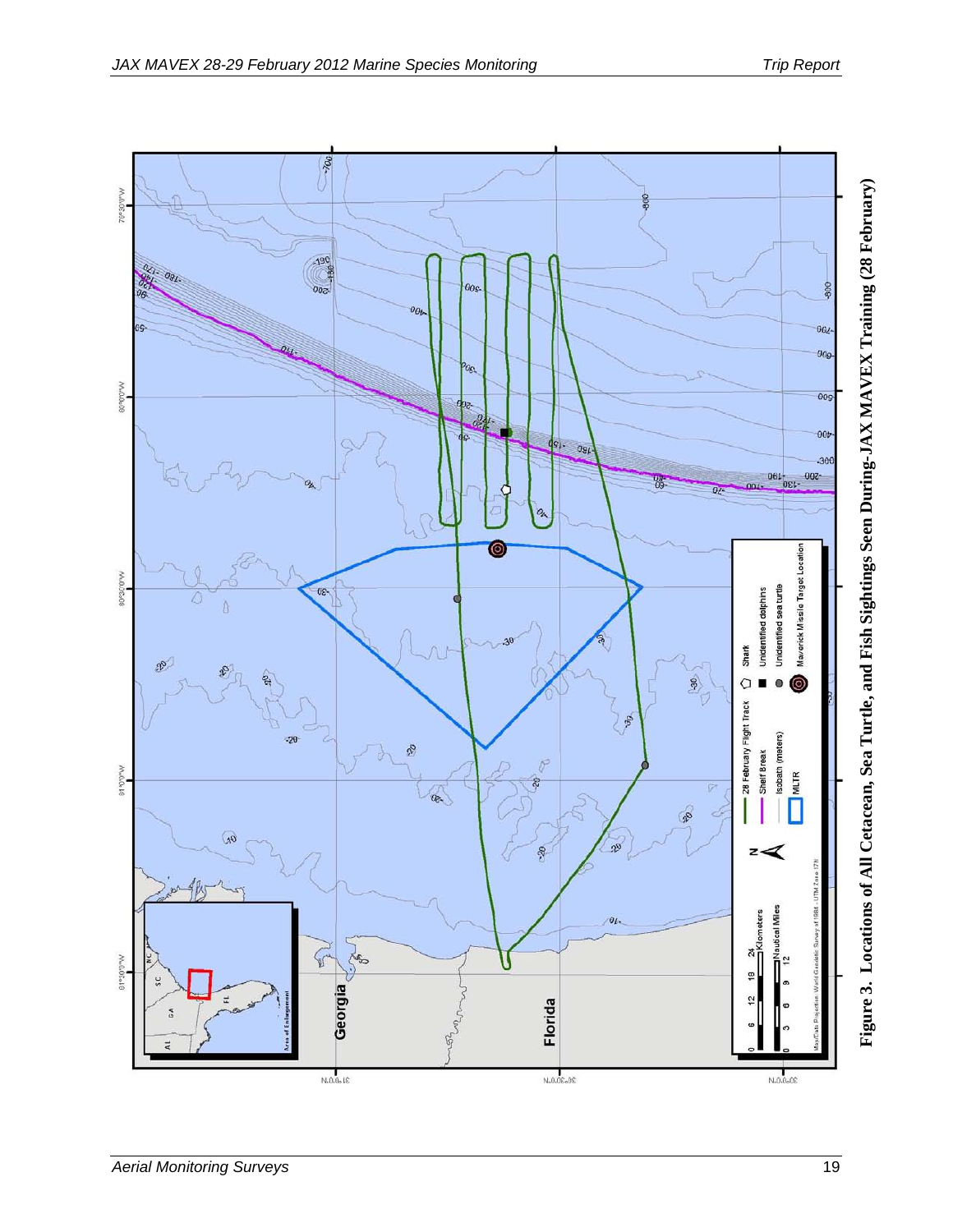**Figure 3. Locations of All Cetacean, Sea Turtle, and Fish Sightings Seen During JAX MAVEX Training (28 February)**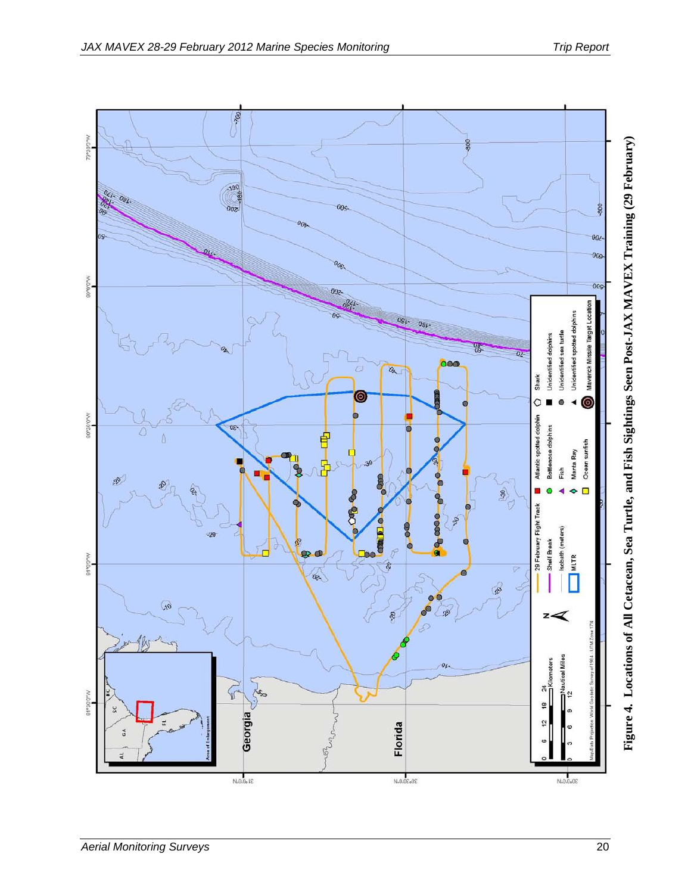Georgia

Florida

29 February Flight Track

Shelf Break

Isobath (meters)

MLTR

Atlantic spotted dolphin

Bottlenose dolphins

Fish

Manta Ray

Ocean sunfish

Shark

Unidentified dolphins

Unidentified sea turtle

Unidentified spotted dolphins

Maverick Missile Target Location

0 6 12 18 24 Kilometers

0 3 6 9 12 Nautical Miles

Map/Data Projection: World Geodetic Survey of 1984, UTM Zone 17N

Area of Enlargement

AL GA SC NC FL

81°30'0"W 81°0'0"W 80°30'0"W 80°0'0"W 79°30'0"W

31°0'0"N 30°30'0"N 30°0'0"N

**Figure 4. Locations of All Cetacean, Sea Turtle, and Fish Sightings Seen Post-JAX MAVEX Training (29 February)**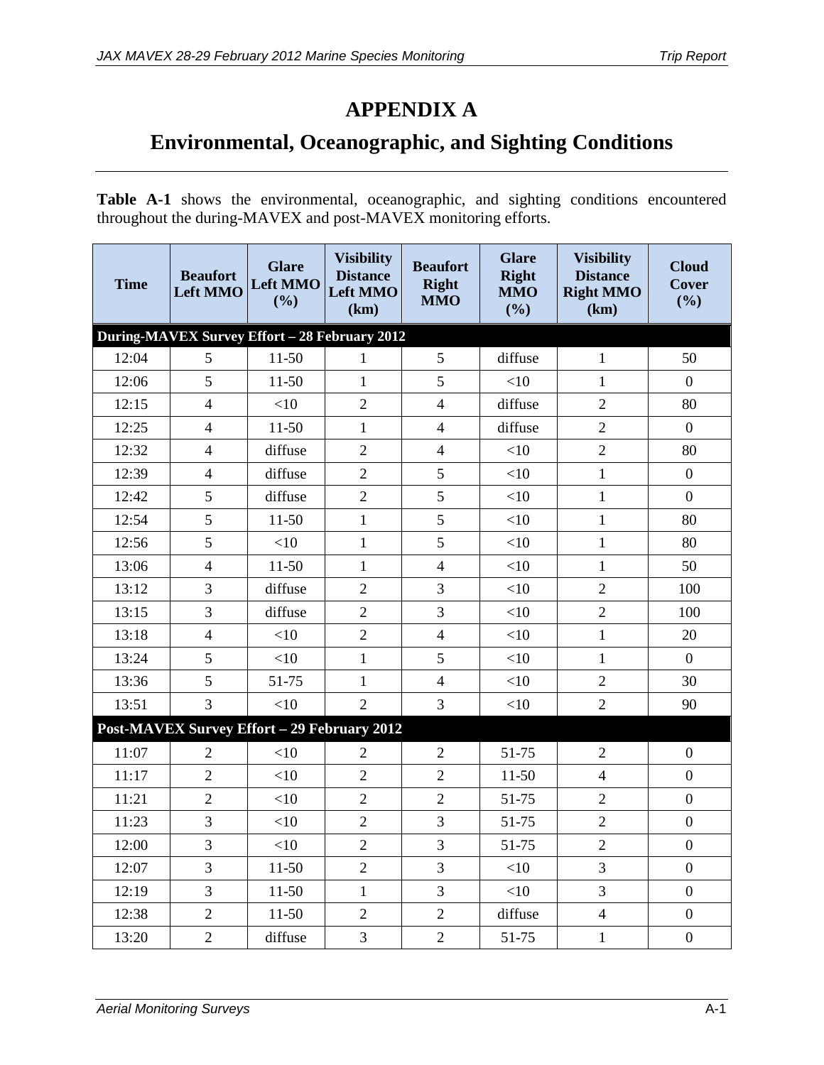# APPENDIX A

# Environmental, Oceanographic, and Sighting Conditions

**Table A-1** shows the environmental, oceanographic, and sighting conditions encountered throughout the during-MAVEX and post-MAVEX monitoring efforts.

| Time | Beaufort Left MMO | Glare Left MMO (%) | Visibility Distance Left MMO (km) | Beaufort Right MMO | Glare Right MMO (%) | Visibility Distance Right MMO (km) | Cloud Cover (%) |
|---|---|---|---|---|---|---|---|
| **During-MAVEX Survey Effort – 28 February 2012** | | | | | | | |
| 12:04 | 5 | 11-50 | 1 | 5 | diffuse | 1 | 50 |
| 12:06 | 5 | 11-50 | 1 | 5 | <10 | 1 | 0 |
| 12:15 | 4 | <10 | 2 | 4 | diffuse | 2 | 80 |
| 12:25 | 4 | 11-50 | 1 | 4 | diffuse | 2 | 0 |
| 12:32 | 4 | diffuse | 2 | 4 | <10 | 2 | 80 |
| 12:39 | 4 | diffuse | 2 | 5 | <10 | 1 | 0 |
| 12:42 | 5 | diffuse | 2 | 5 | <10 | 1 | 0 |
| 12:54 | 5 | 11-50 | 1 | 5 | <10 | 1 | 80 |
| 12:56 | 5 | <10 | 1 | 5 | <10 | 1 | 80 |
| 13:06 | 4 | 11-50 | 1 | 4 | <10 | 1 | 50 |
| 13:12 | 3 | diffuse | 2 | 3 | <10 | 2 | 100 |
| 13:15 | 3 | diffuse | 2 | 3 | <10 | 2 | 100 |
| 13:18 | 4 | <10 | 2 | 4 | <10 | 1 | 20 |
| 13:24 | 5 | <10 | 1 | 5 | <10 | 1 | 0 |
| 13:36 | 5 | 51-75 | 1 | 4 | <10 | 2 | 30 |
| 13:51 | 3 | <10 | 2 | 3 | <10 | 2 | 90 |
| **Post-MAVEX Survey Effort – 29 February 2012** | | | | | | | |
| 11:07 | 2 | <10 | 2 | 2 | 51-75 | 2 | 0 |
| 11:17 | 2 | <10 | 2 | 2 | 11-50 | 4 | 0 |
| 11:21 | 2 | <10 | 2 | 2 | 51-75 | 2 | 0 |
| 11:23 | 3 | <10 | 2 | 3 | 51-75 | 2 | 0 |
| 12:00 | 3 | <10 | 2 | 3 | 51-75 | 2 | 0 |
| 12:07 | 3 | 11-50 | 2 | 3 | <10 | 3 | 0 |
| 12:19 | 3 | 11-50 | 1 | 3 | <10 | 3 | 0 |
| 12:38 | 2 | 11-50 | 2 | 2 | diffuse | 4 | 0 |
| 13:20 | 2 | diffuse | 3 | 2 | 51-75 | 1 | 0 |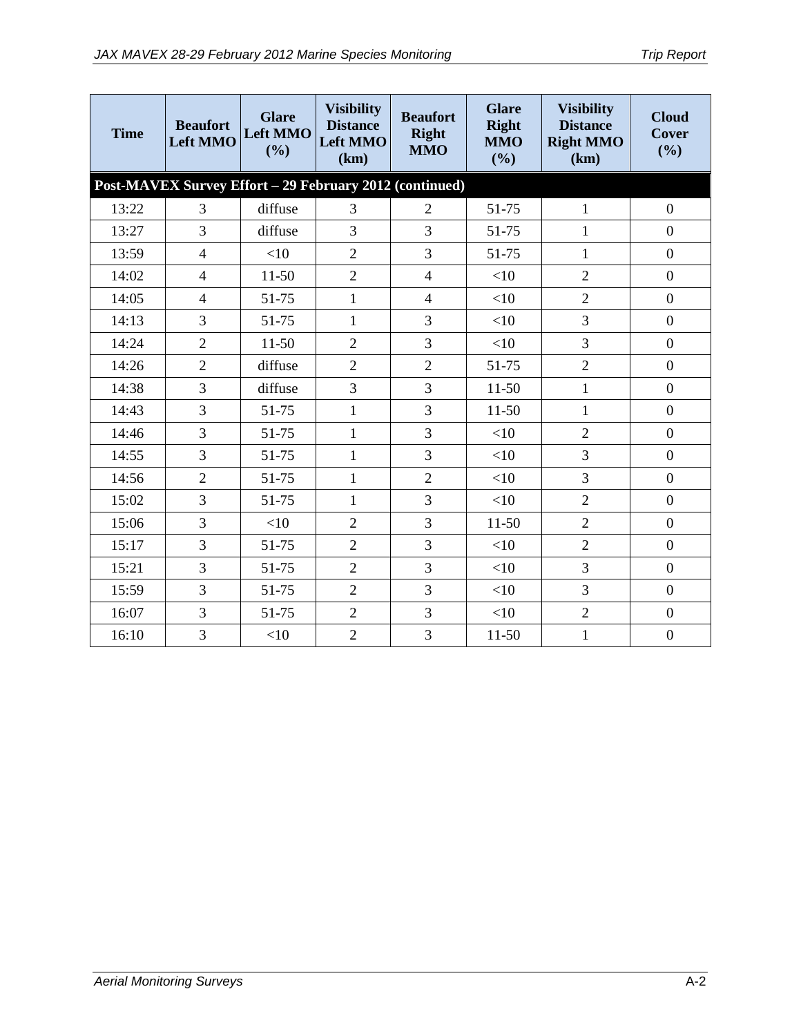| Time | Beaufort Left MMO | Glare Left MMO (%) | Visibility Distance Left MMO (km) | Beaufort Right MMO | Glare Right MMO (%) | Visibility Distance Right MMO (km) | Cloud Cover (%) |
|---|---|---|---|---|---|---|---|
| **Post-MAVEX Survey Effort – 29 February 2012 (continued)** | | | | | | | |
| 13:22 | 3 | diffuse | 3 | 2 | 51-75 | 1 | 0 |
| 13:27 | 3 | diffuse | 3 | 3 | 51-75 | 1 | 0 |
| 13:59 | 4 | <10 | 2 | 3 | 51-75 | 1 | 0 |
| 14:02 | 4 | 11-50 | 2 | 4 | <10 | 2 | 0 |
| 14:05 | 4 | 51-75 | 1 | 4 | <10 | 2 | 0 |
| 14:13 | 3 | 51-75 | 1 | 3 | <10 | 3 | 0 |
| 14:24 | 2 | 11-50 | 2 | 3 | <10 | 3 | 0 |
| 14:26 | 2 | diffuse | 2 | 2 | 51-75 | 2 | 0 |
| 14:38 | 3 | diffuse | 3 | 3 | 11-50 | 1 | 0 |
| 14:43 | 3 | 51-75 | 1 | 3 | 11-50 | 1 | 0 |
| 14:46 | 3 | 51-75 | 1 | 3 | <10 | 2 | 0 |
| 14:55 | 3 | 51-75 | 1 | 3 | <10 | 3 | 0 |
| 14:56 | 2 | 51-75 | 1 | 2 | <10 | 3 | 0 |
| 15:02 | 3 | 51-75 | 1 | 3 | <10 | 2 | 0 |
| 15:06 | 3 | <10 | 2 | 3 | 11-50 | 2 | 0 |
| 15:17 | 3 | 51-75 | 2 | 3 | <10 | 2 | 0 |
| 15:21 | 3 | 51-75 | 2 | 3 | <10 | 3 | 0 |
| 15:59 | 3 | 51-75 | 2 | 3 | <10 | 3 | 0 |
| 16:07 | 3 | 51-75 | 2 | 3 | <10 | 2 | 0 |
| 16:10 | 3 | <10 | 2 | 3 | 11-50 | 1 | 0 |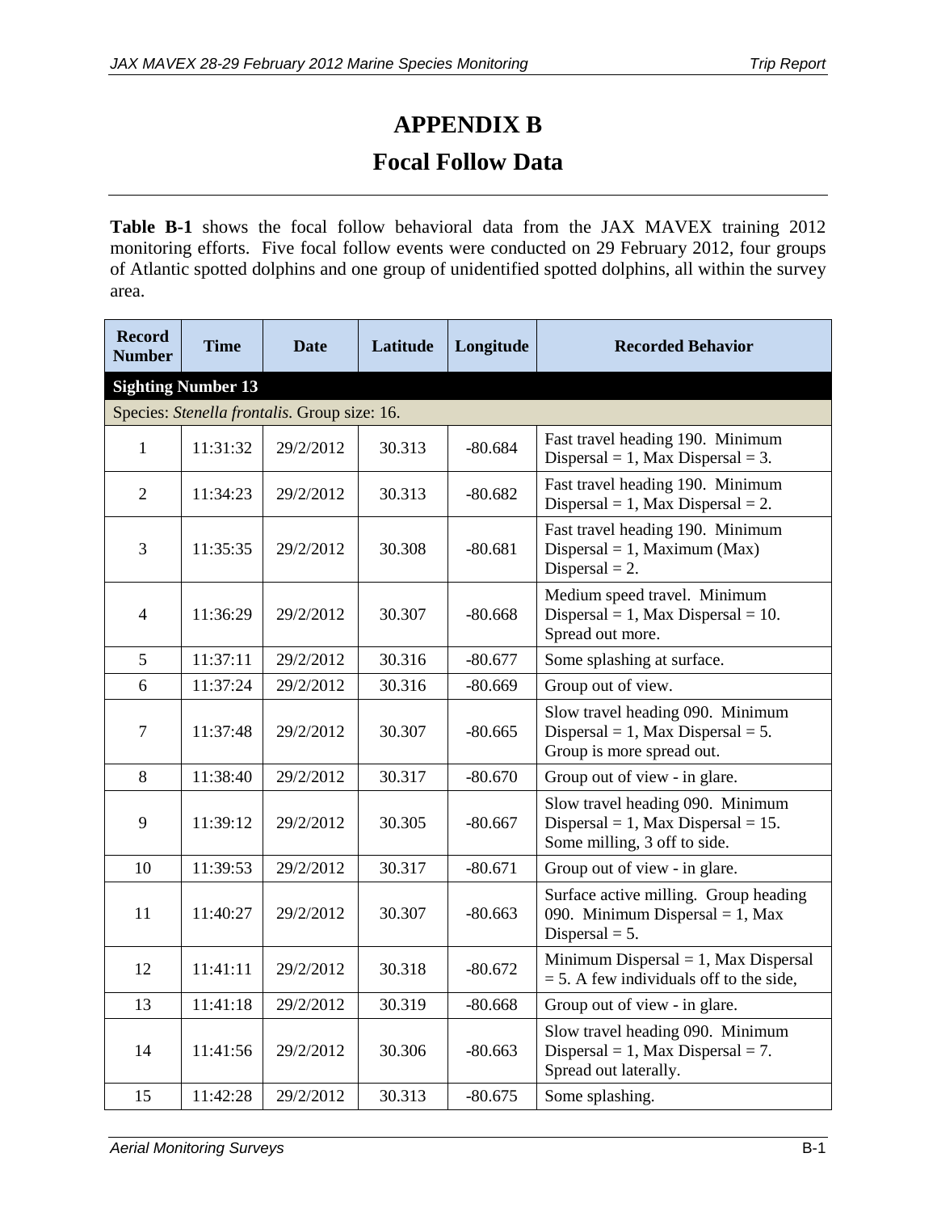# APPENDIX B

# Focal Follow Data

**Table B-1** shows the focal follow behavioral data from the JAX MAVEX training 2012 monitoring efforts. Five focal follow events were conducted on 29 February 2012, four groups of Atlantic spotted dolphins and one group of unidentified spotted dolphins, all within the survey area.

| Record Number | Time | Date | Latitude | Longitude | Recorded Behavior |
|---|---|---|---|---|---|
| **Sighting Number 13** | | | | | |
| Species: *Stenella frontalis.* Group size: 16. | | | | | |
| 1 | 11:31:32 | 29/2/2012 | 30.313 | -80.684 | Fast travel heading 190. Minimum Dispersal = 1, Max Dispersal = 3. |
| 2 | 11:34:23 | 29/2/2012 | 30.313 | -80.682 | Fast travel heading 190. Minimum Dispersal = 1, Max Dispersal = 2. |
| 3 | 11:35:35 | 29/2/2012 | 30.308 | -80.681 | Fast travel heading 190. Minimum Dispersal = 1, Maximum (Max) Dispersal = 2. |
| 4 | 11:36:29 | 29/2/2012 | 30.307 | -80.668 | Medium speed travel. Minimum Dispersal = 1, Max Dispersal = 10. Spread out more. |
| 5 | 11:37:11 | 29/2/2012 | 30.316 | -80.677 | Some splashing at surface. |
| 6 | 11:37:24 | 29/2/2012 | 30.316 | -80.669 | Group out of view. |
| 7 | 11:37:48 | 29/2/2012 | 30.307 | -80.665 | Slow travel heading 090. Minimum Dispersal = 1, Max Dispersal = 5. Group is more spread out. |
| 8 | 11:38:40 | 29/2/2012 | 30.317 | -80.670 | Group out of view - in glare. |
| 9 | 11:39:12 | 29/2/2012 | 30.305 | -80.667 | Slow travel heading 090. Minimum Dispersal = 1, Max Dispersal = 15. Some milling, 3 off to side. |
| 10 | 11:39:53 | 29/2/2012 | 30.317 | -80.671 | Group out of view - in glare. |
| 11 | 11:40:27 | 29/2/2012 | 30.307 | -80.663 | Surface active milling. Group heading 090. Minimum Dispersal = 1, Max Dispersal = 5. |
| 12 | 11:41:11 | 29/2/2012 | 30.318 | -80.672 | Minimum Dispersal = 1, Max Dispersal = 5. A few individuals off to the side, |
| 13 | 11:41:18 | 29/2/2012 | 30.319 | -80.668 | Group out of view - in glare. |
| 14 | 11:41:56 | 29/2/2012 | 30.306 | -80.663 | Slow travel heading 090. Minimum Dispersal = 1, Max Dispersal = 7. Spread out laterally. |
| 15 | 11:42:28 | 29/2/2012 | 30.313 | -80.675 | Some splashing. |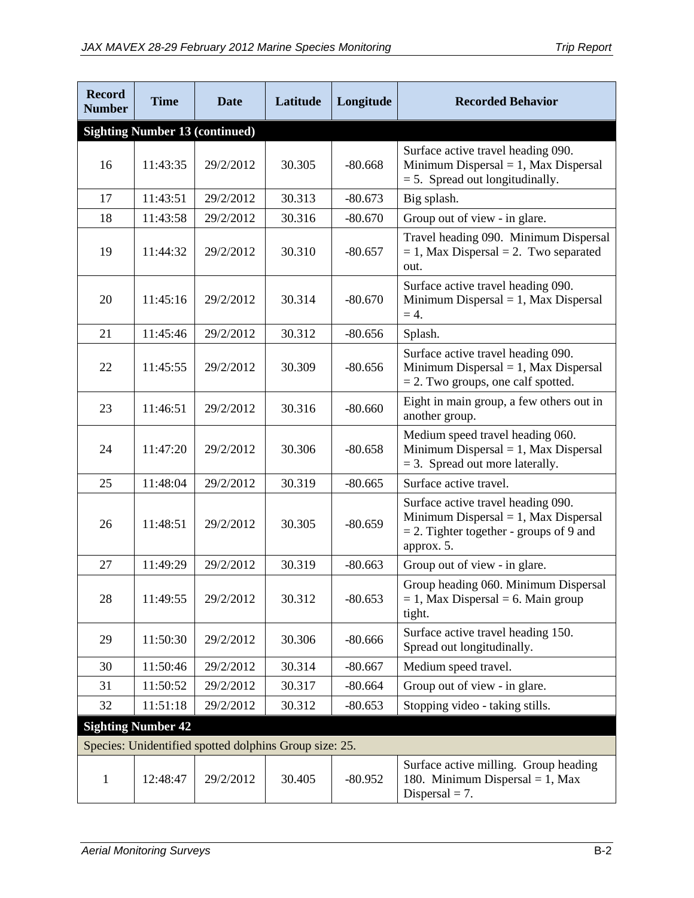| Record Number | Time | Date | Latitude | Longitude | Recorded Behavior |
|---|---|---|---|---|---|
| **Sighting Number 13 (continued)** | | | | | |
| 16 | 11:43:35 | 29/2/2012 | 30.305 | -80.668 | Surface active travel heading 090. Minimum Dispersal = 1, Max Dispersal = 5. Spread out longitudinally. |
| 17 | 11:43:51 | 29/2/2012 | 30.313 | -80.673 | Big splash. |
| 18 | 11:43:58 | 29/2/2012 | 30.316 | -80.670 | Group out of view - in glare. |
| 19 | 11:44:32 | 29/2/2012 | 30.310 | -80.657 | Travel heading 090. Minimum Dispersal = 1, Max Dispersal = 2. Two separated out. |
| 20 | 11:45:16 | 29/2/2012 | 30.314 | -80.670 | Surface active travel heading 090. Minimum Dispersal = 1, Max Dispersal = 4. |
| 21 | 11:45:46 | 29/2/2012 | 30.312 | -80.656 | Splash. |
| 22 | 11:45:55 | 29/2/2012 | 30.309 | -80.656 | Surface active travel heading 090. Minimum Dispersal = 1, Max Dispersal = 2. Two groups, one calf spotted. |
| 23 | 11:46:51 | 29/2/2012 | 30.316 | -80.660 | Eight in main group, a few others out in another group. |
| 24 | 11:47:20 | 29/2/2012 | 30.306 | -80.658 | Medium speed travel heading 060. Minimum Dispersal = 1, Max Dispersal = 3. Spread out more laterally. |
| 25 | 11:48:04 | 29/2/2012 | 30.319 | -80.665 | Surface active travel. |
| 26 | 11:48:51 | 29/2/2012 | 30.305 | -80.659 | Surface active travel heading 090. Minimum Dispersal = 1, Max Dispersal = 2. Tighter together - groups of 9 and approx. 5. |
| 27 | 11:49:29 | 29/2/2012 | 30.319 | -80.663 | Group out of view - in glare. |
| 28 | 11:49:55 | 29/2/2012 | 30.312 | -80.653 | Group heading 060. Minimum Dispersal = 1, Max Dispersal = 6. Main group tight. |
| 29 | 11:50:30 | 29/2/2012 | 30.306 | -80.666 | Surface active travel heading 150. Spread out longitudinally. |
| 30 | 11:50:46 | 29/2/2012 | 30.314 | -80.667 | Medium speed travel. |
| 31 | 11:50:52 | 29/2/2012 | 30.317 | -80.664 | Group out of view - in glare. |
| 32 | 11:51:18 | 29/2/2012 | 30.312 | -80.653 | Stopping video - taking stills. |
| **Sighting Number 42** | | | | | |
| Species: Unidentified spotted dolphins Group size: 25. | | | | | |
| 1 | 12:48:47 | 29/2/2012 | 30.405 | -80.952 | Surface active milling. Group heading 180. Minimum Dispersal = 1, Max Dispersal = 7. |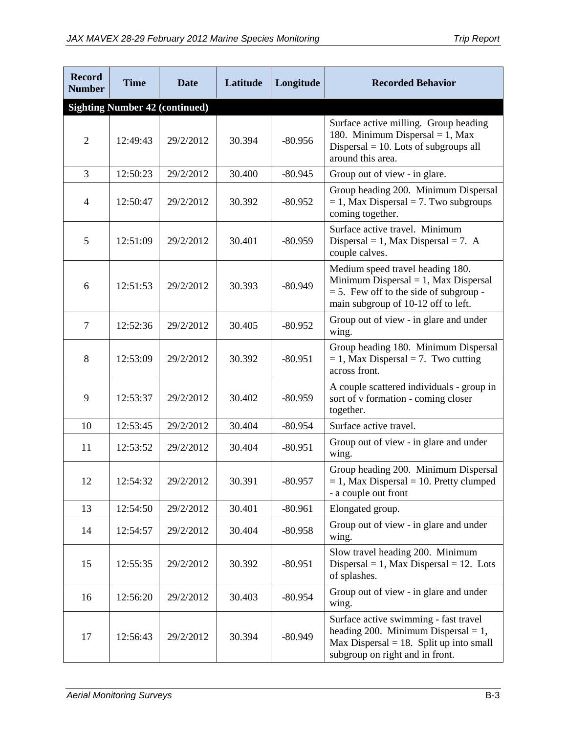| Record Number | Time | Date | Latitude | Longitude | Recorded Behavior |
|---|---|---|---|---|---|
| **Sighting Number 42 (continued)** | | | | | |
| 2 | 12:49:43 | 29/2/2012 | 30.394 | -80.956 | Surface active milling. Group heading 180. Minimum Dispersal = 1, Max Dispersal = 10. Lots of subgroups all around this area. |
| 3 | 12:50:23 | 29/2/2012 | 30.400 | -80.945 | Group out of view - in glare. |
| 4 | 12:50:47 | 29/2/2012 | 30.392 | -80.952 | Group heading 200. Minimum Dispersal = 1, Max Dispersal = 7. Two subgroups coming together. |
| 5 | 12:51:09 | 29/2/2012 | 30.401 | -80.959 | Surface active travel. Minimum Dispersal = 1, Max Dispersal = 7. A couple calves. |
| 6 | 12:51:53 | 29/2/2012 | 30.393 | -80.949 | Medium speed travel heading 180. Minimum Dispersal = 1, Max Dispersal = 5. Few off to the side of subgroup - main subgroup of 10-12 off to left. |
| 7 | 12:52:36 | 29/2/2012 | 30.405 | -80.952 | Group out of view - in glare and under wing. |
| 8 | 12:53:09 | 29/2/2012 | 30.392 | -80.951 | Group heading 180. Minimum Dispersal = 1, Max Dispersal = 7. Two cutting across front. |
| 9 | 12:53:37 | 29/2/2012 | 30.402 | -80.959 | A couple scattered individuals - group in sort of v formation - coming closer together. |
| 10 | 12:53:45 | 29/2/2012 | 30.404 | -80.954 | Surface active travel. |
| 11 | 12:53:52 | 29/2/2012 | 30.404 | -80.951 | Group out of view - in glare and under wing. |
| 12 | 12:54:32 | 29/2/2012 | 30.391 | -80.957 | Group heading 200. Minimum Dispersal = 1, Max Dispersal = 10. Pretty clumped - a couple out front |
| 13 | 12:54:50 | 29/2/2012 | 30.401 | -80.961 | Elongated group. |
| 14 | 12:54:57 | 29/2/2012 | 30.404 | -80.958 | Group out of view - in glare and under wing. |
| 15 | 12:55:35 | 29/2/2012 | 30.392 | -80.951 | Slow travel heading 200. Minimum Dispersal = 1, Max Dispersal = 12. Lots of splashes. |
| 16 | 12:56:20 | 29/2/2012 | 30.403 | -80.954 | Group out of view - in glare and under wing. |
| 17 | 12:56:43 | 29/2/2012 | 30.394 | -80.949 | Surface active swimming - fast travel heading 200. Minimum Dispersal = 1, Max Dispersal = 18. Split up into small subgroup on right and in front. |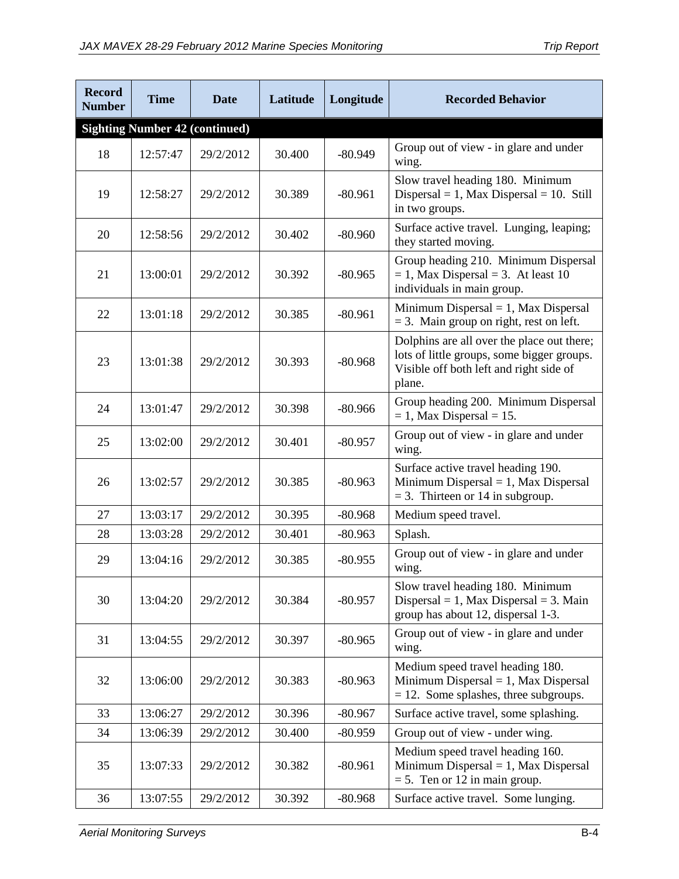| Record Number | Time | Date | Latitude | Longitude | Recorded Behavior |
|---|---|---|---|---|---|
| **Sighting Number 42 (continued)** | | | | | |
| 18 | 12:57:47 | 29/2/2012 | 30.400 | -80.949 | Group out of view - in glare and under wing. |
| 19 | 12:58:27 | 29/2/2012 | 30.389 | -80.961 | Slow travel heading 180. Minimum Dispersal = 1, Max Dispersal = 10. Still in two groups. |
| 20 | 12:58:56 | 29/2/2012 | 30.402 | -80.960 | Surface active travel. Lunging, leaping; they started moving. |
| 21 | 13:00:01 | 29/2/2012 | 30.392 | -80.965 | Group heading 210. Minimum Dispersal = 1, Max Dispersal = 3. At least 10 individuals in main group. |
| 22 | 13:01:18 | 29/2/2012 | 30.385 | -80.961 | Minimum Dispersal = 1, Max Dispersal = 3. Main group on right, rest on left. |
| 23 | 13:01:38 | 29/2/2012 | 30.393 | -80.968 | Dolphins are all over the place out there; lots of little groups, some bigger groups. Visible off both left and right side of plane. |
| 24 | 13:01:47 | 29/2/2012 | 30.398 | -80.966 | Group heading 200. Minimum Dispersal = 1, Max Dispersal = 15. |
| 25 | 13:02:00 | 29/2/2012 | 30.401 | -80.957 | Group out of view - in glare and under wing. |
| 26 | 13:02:57 | 29/2/2012 | 30.385 | -80.963 | Surface active travel heading 190. Minimum Dispersal = 1, Max Dispersal = 3. Thirteen or 14 in subgroup. |
| 27 | 13:03:17 | 29/2/2012 | 30.395 | -80.968 | Medium speed travel. |
| 28 | 13:03:28 | 29/2/2012 | 30.401 | -80.963 | Splash. |
| 29 | 13:04:16 | 29/2/2012 | 30.385 | -80.955 | Group out of view - in glare and under wing. |
| 30 | 13:04:20 | 29/2/2012 | 30.384 | -80.957 | Slow travel heading 180. Minimum Dispersal = 1, Max Dispersal = 3. Main group has about 12, dispersal 1-3. |
| 31 | 13:04:55 | 29/2/2012 | 30.397 | -80.965 | Group out of view - in glare and under wing. |
| 32 | 13:06:00 | 29/2/2012 | 30.383 | -80.963 | Medium speed travel heading 180. Minimum Dispersal = 1, Max Dispersal = 12. Some splashes, three subgroups. |
| 33 | 13:06:27 | 29/2/2012 | 30.396 | -80.967 | Surface active travel, some splashing. |
| 34 | 13:06:39 | 29/2/2012 | 30.400 | -80.959 | Group out of view - under wing. |
| 35 | 13:07:33 | 29/2/2012 | 30.382 | -80.961 | Medium speed travel heading 160. Minimum Dispersal = 1, Max Dispersal = 5. Ten or 12 in main group. |
| 36 | 13:07:55 | 29/2/2012 | 30.392 | -80.968 | Surface active travel. Some lunging. |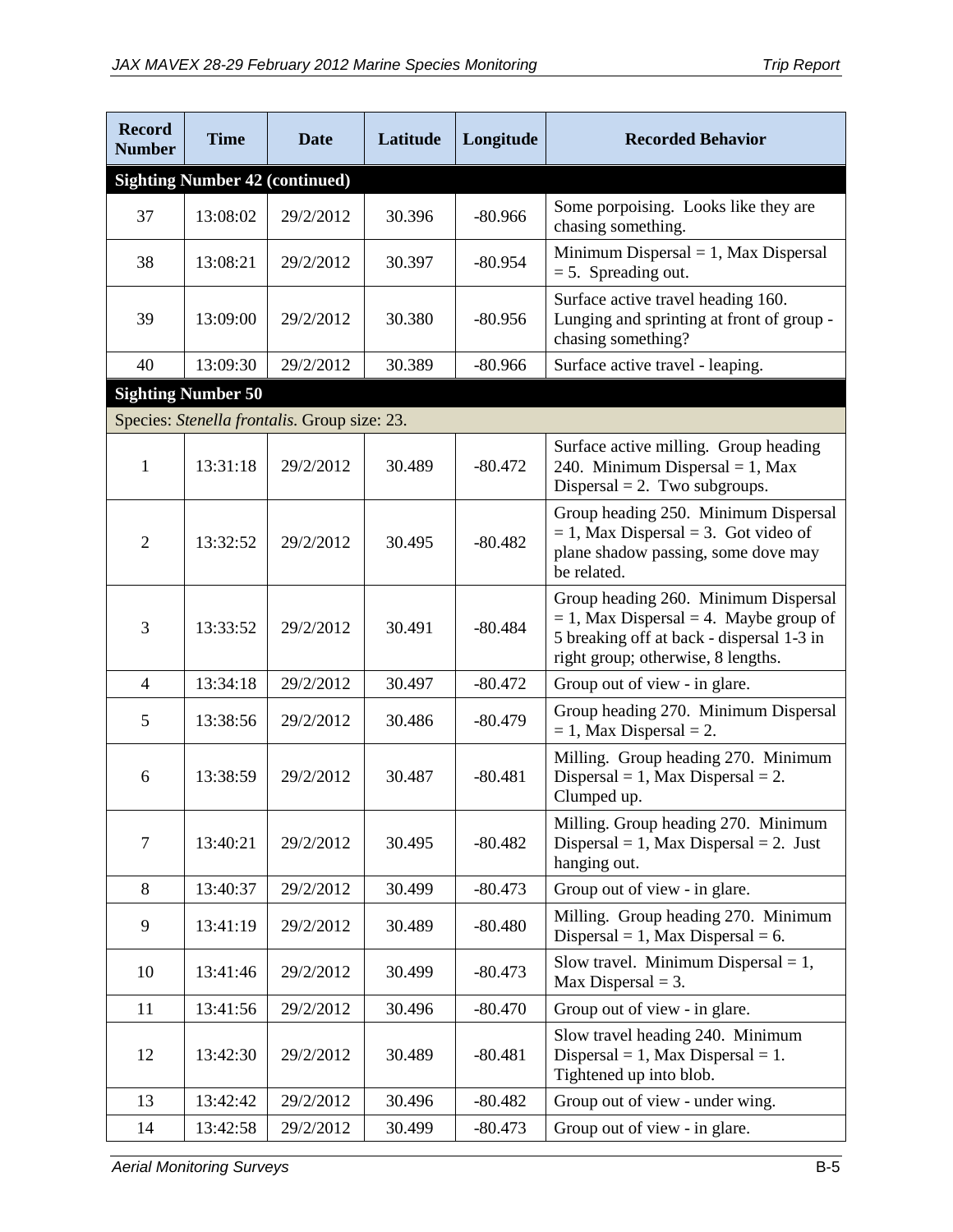| Record Number | Time | Date | Latitude | Longitude | Recorded Behavior |
|---|---|---|---|---|---|
| **Sighting Number 42 (continued)** | | | | | |
| 37 | 13:08:02 | 29/2/2012 | 30.396 | -80.966 | Some porpoising. Looks like they are chasing something. |
| 38 | 13:08:21 | 29/2/2012 | 30.397 | -80.954 | Minimum Dispersal = 1, Max Dispersal = 5. Spreading out. |
| 39 | 13:09:00 | 29/2/2012 | 30.380 | -80.956 | Surface active travel heading 160. Lunging and sprinting at front of group - chasing something? |
| 40 | 13:09:30 | 29/2/2012 | 30.389 | -80.966 | Surface active travel - leaping. |
| **Sighting Number 50** | | | | | |
| Species: *Stenella frontalis*. Group size: 23. | | | | | |
| 1 | 13:31:18 | 29/2/2012 | 30.489 | -80.472 | Surface active milling. Group heading 240. Minimum Dispersal = 1, Max Dispersal = 2. Two subgroups. |
| 2 | 13:32:52 | 29/2/2012 | 30.495 | -80.482 | Group heading 250. Minimum Dispersal = 1, Max Dispersal = 3. Got video of plane shadow passing, some dove may be related. |
| 3 | 13:33:52 | 29/2/2012 | 30.491 | -80.484 | Group heading 260. Minimum Dispersal = 1, Max Dispersal = 4. Maybe group of 5 breaking off at back - dispersal 1-3 in right group; otherwise, 8 lengths. |
| 4 | 13:34:18 | 29/2/2012 | 30.497 | -80.472 | Group out of view - in glare. |
| 5 | 13:38:56 | 29/2/2012 | 30.486 | -80.479 | Group heading 270. Minimum Dispersal = 1, Max Dispersal = 2. |
| 6 | 13:38:59 | 29/2/2012 | 30.487 | -80.481 | Milling. Group heading 270. Minimum Dispersal = 1, Max Dispersal = 2. Clumped up. |
| 7 | 13:40:21 | 29/2/2012 | 30.495 | -80.482 | Milling. Group heading 270. Minimum Dispersal = 1, Max Dispersal = 2. Just hanging out. |
| 8 | 13:40:37 | 29/2/2012 | 30.499 | -80.473 | Group out of view - in glare. |
| 9 | 13:41:19 | 29/2/2012 | 30.489 | -80.480 | Milling. Group heading 270. Minimum Dispersal = 1, Max Dispersal = 6. |
| 10 | 13:41:46 | 29/2/2012 | 30.499 | -80.473 | Slow travel. Minimum Dispersal = 1, Max Dispersal = 3. |
| 11 | 13:41:56 | 29/2/2012 | 30.496 | -80.470 | Group out of view - in glare. |
| 12 | 13:42:30 | 29/2/2012 | 30.489 | -80.481 | Slow travel heading 240. Minimum Dispersal = 1, Max Dispersal = 1. Tightened up into blob. |
| 13 | 13:42:42 | 29/2/2012 | 30.496 | -80.482 | Group out of view - under wing. |
| 14 | 13:42:58 | 29/2/2012 | 30.499 | -80.473 | Group out of view - in glare. |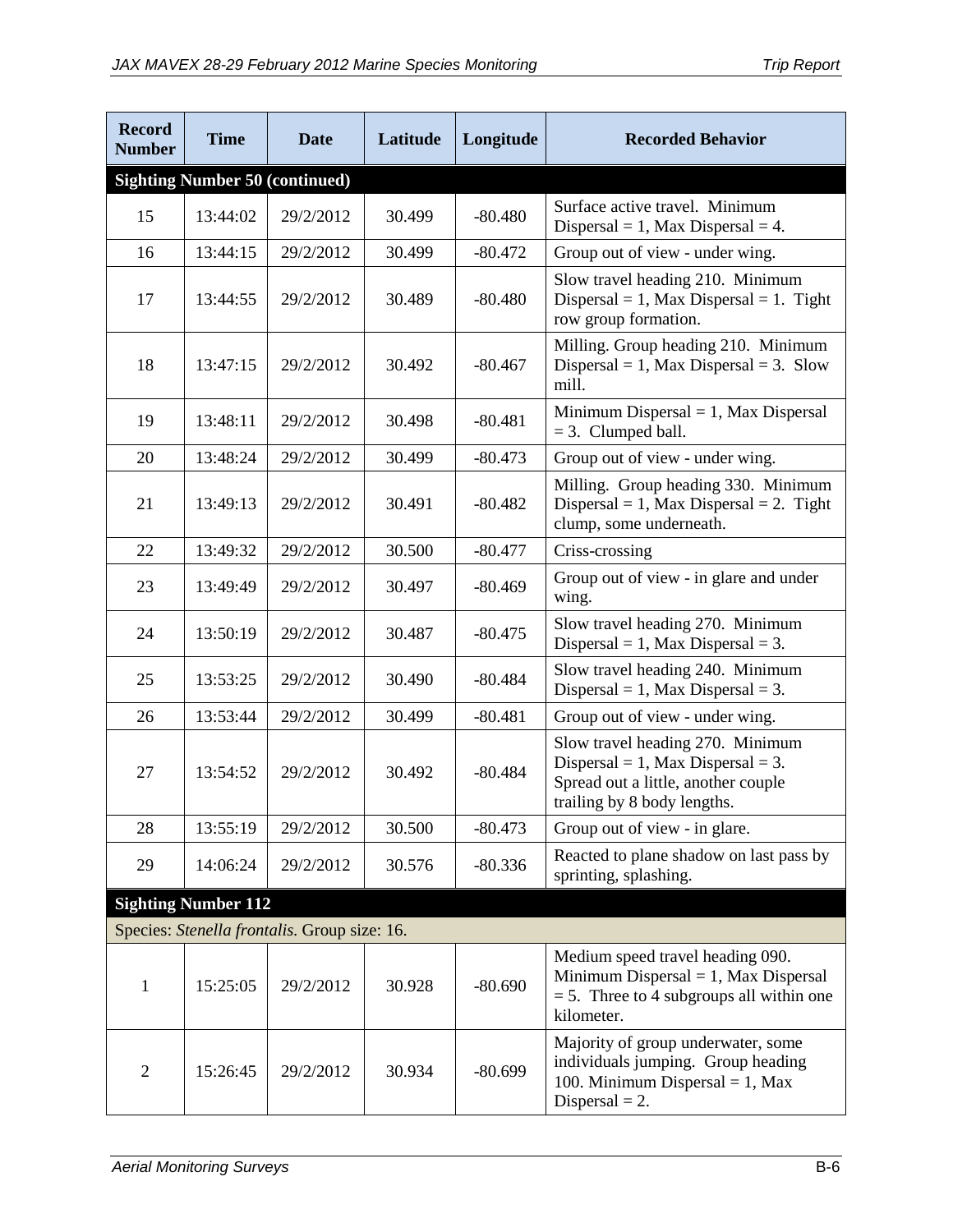| Record Number | Time | Date | Latitude | Longitude | Recorded Behavior |
|---|---|---|---|---|---|
| **Sighting Number 50 (continued)** | | | | | |
| 15 | 13:44:02 | 29/2/2012 | 30.499 | -80.480 | Surface active travel. Minimum Dispersal = 1, Max Dispersal = 4. |
| 16 | 13:44:15 | 29/2/2012 | 30.499 | -80.472 | Group out of view - under wing. |
| 17 | 13:44:55 | 29/2/2012 | 30.489 | -80.480 | Slow travel heading 210. Minimum Dispersal = 1, Max Dispersal = 1. Tight row group formation. |
| 18 | 13:47:15 | 29/2/2012 | 30.492 | -80.467 | Milling. Group heading 210. Minimum Dispersal = 1, Max Dispersal = 3. Slow mill. |
| 19 | 13:48:11 | 29/2/2012 | 30.498 | -80.481 | Minimum Dispersal = 1, Max Dispersal = 3. Clumped ball. |
| 20 | 13:48:24 | 29/2/2012 | 30.499 | -80.473 | Group out of view - under wing. |
| 21 | 13:49:13 | 29/2/2012 | 30.491 | -80.482 | Milling. Group heading 330. Minimum Dispersal = 1, Max Dispersal = 2. Tight clump, some underneath. |
| 22 | 13:49:32 | 29/2/2012 | 30.500 | -80.477 | Criss-crossing |
| 23 | 13:49:49 | 29/2/2012 | 30.497 | -80.469 | Group out of view - in glare and under wing. |
| 24 | 13:50:19 | 29/2/2012 | 30.487 | -80.475 | Slow travel heading 270. Minimum Dispersal = 1, Max Dispersal = 3. |
| 25 | 13:53:25 | 29/2/2012 | 30.490 | -80.484 | Slow travel heading 240. Minimum Dispersal = 1, Max Dispersal = 3. |
| 26 | 13:53:44 | 29/2/2012 | 30.499 | -80.481 | Group out of view - under wing. |
| 27 | 13:54:52 | 29/2/2012 | 30.492 | -80.484 | Slow travel heading 270. Minimum Dispersal = 1, Max Dispersal = 3. Spread out a little, another couple trailing by 8 body lengths. |
| 28 | 13:55:19 | 29/2/2012 | 30.500 | -80.473 | Group out of view - in glare. |
| 29 | 14:06:24 | 29/2/2012 | 30.576 | -80.336 | Reacted to plane shadow on last pass by sprinting, splashing. |
| **Sighting Number 112** | | | | | |
| Species: *Stenella frontalis*. Group size: 16. | | | | | |
| 1 | 15:25:05 | 29/2/2012 | 30.928 | -80.690 | Medium speed travel heading 090. Minimum Dispersal = 1, Max Dispersal = 5. Three to 4 subgroups all within one kilometer. |
| 2 | 15:26:45 | 29/2/2012 | 30.934 | -80.699 | Majority of group underwater, some individuals jumping. Group heading 100. Minimum Dispersal = 1, Max Dispersal = 2. |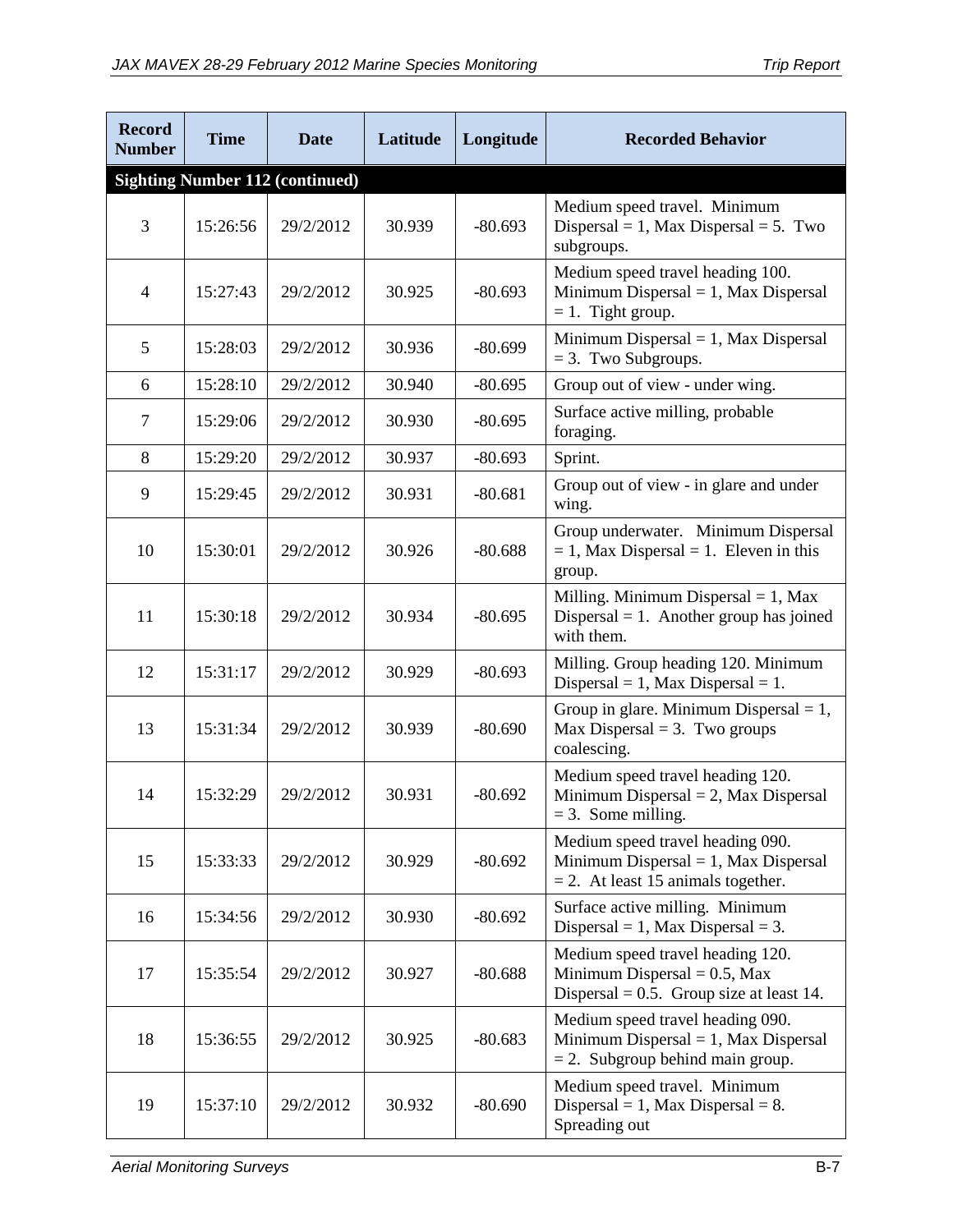| Record Number | Time | Date | Latitude | Longitude | Recorded Behavior |
|---|---|---|---|---|---|
| **Sighting Number 112 (continued)** | | | | | |
| 3 | 15:26:56 | 29/2/2012 | 30.939 | -80.693 | Medium speed travel. Minimum Dispersal = 1, Max Dispersal = 5. Two subgroups. |
| 4 | 15:27:43 | 29/2/2012 | 30.925 | -80.693 | Medium speed travel heading 100. Minimum Dispersal = 1, Max Dispersal = 1. Tight group. |
| 5 | 15:28:03 | 29/2/2012 | 30.936 | -80.699 | Minimum Dispersal = 1, Max Dispersal = 3. Two Subgroups. |
| 6 | 15:28:10 | 29/2/2012 | 30.940 | -80.695 | Group out of view - under wing. |
| 7 | 15:29:06 | 29/2/2012 | 30.930 | -80.695 | Surface active milling, probable foraging. |
| 8 | 15:29:20 | 29/2/2012 | 30.937 | -80.693 | Sprint. |
| 9 | 15:29:45 | 29/2/2012 | 30.931 | -80.681 | Group out of view - in glare and under wing. |
| 10 | 15:30:01 | 29/2/2012 | 30.926 | -80.688 | Group underwater. Minimum Dispersal = 1, Max Dispersal = 1. Eleven in this group. |
| 11 | 15:30:18 | 29/2/2012 | 30.934 | -80.695 | Milling. Minimum Dispersal = 1, Max Dispersal = 1. Another group has joined with them. |
| 12 | 15:31:17 | 29/2/2012 | 30.929 | -80.693 | Milling. Group heading 120. Minimum Dispersal = 1, Max Dispersal = 1. |
| 13 | 15:31:34 | 29/2/2012 | 30.939 | -80.690 | Group in glare. Minimum Dispersal = 1, Max Dispersal = 3. Two groups coalescing. |
| 14 | 15:32:29 | 29/2/2012 | 30.931 | -80.692 | Medium speed travel heading 120. Minimum Dispersal = 2, Max Dispersal = 3. Some milling. |
| 15 | 15:33:33 | 29/2/2012 | 30.929 | -80.692 | Medium speed travel heading 090. Minimum Dispersal = 1, Max Dispersal = 2. At least 15 animals together. |
| 16 | 15:34:56 | 29/2/2012 | 30.930 | -80.692 | Surface active milling. Minimum Dispersal = 1, Max Dispersal = 3. |
| 17 | 15:35:54 | 29/2/2012 | 30.927 | -80.688 | Medium speed travel heading 120. Minimum Dispersal = 0.5, Max Dispersal = 0.5. Group size at least 14. |
| 18 | 15:36:55 | 29/2/2012 | 30.925 | -80.683 | Medium speed travel heading 090. Minimum Dispersal = 1, Max Dispersal = 2. Subgroup behind main group. |
| 19 | 15:37:10 | 29/2/2012 | 30.932 | -80.690 | Medium speed travel. Minimum Dispersal = 1, Max Dispersal = 8. Spreading out |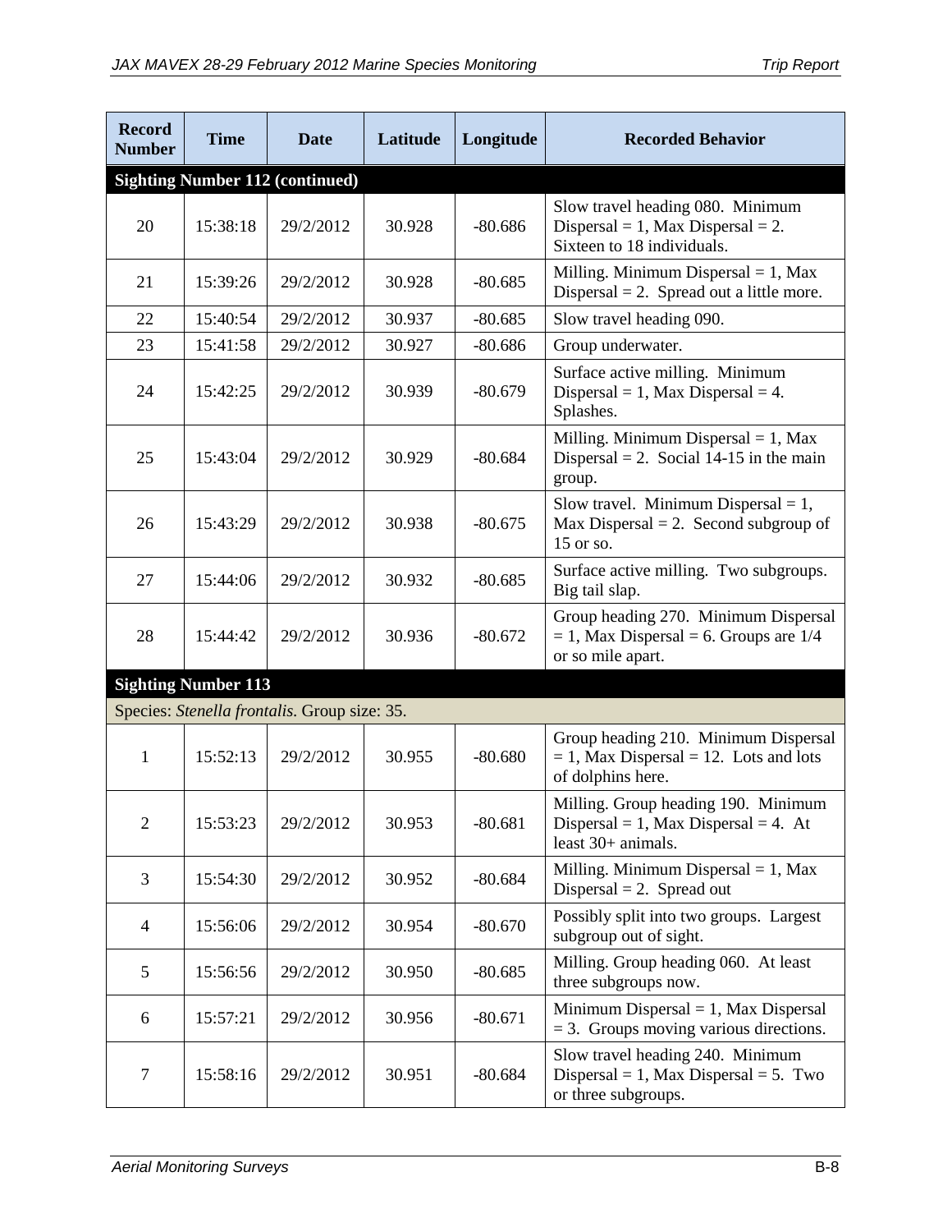| Record Number | Time | Date | Latitude | Longitude | Recorded Behavior |
|---|---|---|---|---|---|
| **Sighting Number 112 (continued)** | | | | | |
| 20 | 15:38:18 | 29/2/2012 | 30.928 | -80.686 | Slow travel heading 080. Minimum Dispersal = 1, Max Dispersal = 2. Sixteen to 18 individuals. |
| 21 | 15:39:26 | 29/2/2012 | 30.928 | -80.685 | Milling. Minimum Dispersal = 1, Max Dispersal = 2. Spread out a little more. |
| 22 | 15:40:54 | 29/2/2012 | 30.937 | -80.685 | Slow travel heading 090. |
| 23 | 15:41:58 | 29/2/2012 | 30.927 | -80.686 | Group underwater. |
| 24 | 15:42:25 | 29/2/2012 | 30.939 | -80.679 | Surface active milling. Minimum Dispersal = 1, Max Dispersal = 4. Splashes. |
| 25 | 15:43:04 | 29/2/2012 | 30.929 | -80.684 | Milling. Minimum Dispersal = 1, Max Dispersal = 2. Social 14-15 in the main group. |
| 26 | 15:43:29 | 29/2/2012 | 30.938 | -80.675 | Slow travel. Minimum Dispersal = 1, Max Dispersal = 2. Second subgroup of 15 or so. |
| 27 | 15:44:06 | 29/2/2012 | 30.932 | -80.685 | Surface active milling. Two subgroups. Big tail slap. |
| 28 | 15:44:42 | 29/2/2012 | 30.936 | -80.672 | Group heading 270. Minimum Dispersal = 1, Max Dispersal = 6. Groups are 1/4 or so mile apart. |
| **Sighting Number 113** | | | | | |
| Species: *Stenella frontalis*. Group size: 35. | | | | | |
| 1 | 15:52:13 | 29/2/2012 | 30.955 | -80.680 | Group heading 210. Minimum Dispersal = 1, Max Dispersal = 12. Lots and lots of dolphins here. |
| 2 | 15:53:23 | 29/2/2012 | 30.953 | -80.681 | Milling. Group heading 190. Minimum Dispersal = 1, Max Dispersal = 4. At least 30+ animals. |
| 3 | 15:54:30 | 29/2/2012 | 30.952 | -80.684 | Milling. Minimum Dispersal = 1, Max Dispersal = 2. Spread out |
| 4 | 15:56:06 | 29/2/2012 | 30.954 | -80.670 | Possibly split into two groups. Largest subgroup out of sight. |
| 5 | 15:56:56 | 29/2/2012 | 30.950 | -80.685 | Milling. Group heading 060. At least three subgroups now. |
| 6 | 15:57:21 | 29/2/2012 | 30.956 | -80.671 | Minimum Dispersal = 1, Max Dispersal = 3. Groups moving various directions. |
| 7 | 15:58:16 | 29/2/2012 | 30.951 | -80.684 | Slow travel heading 240. Minimum Dispersal = 1, Max Dispersal = 5. Two or three subgroups. |